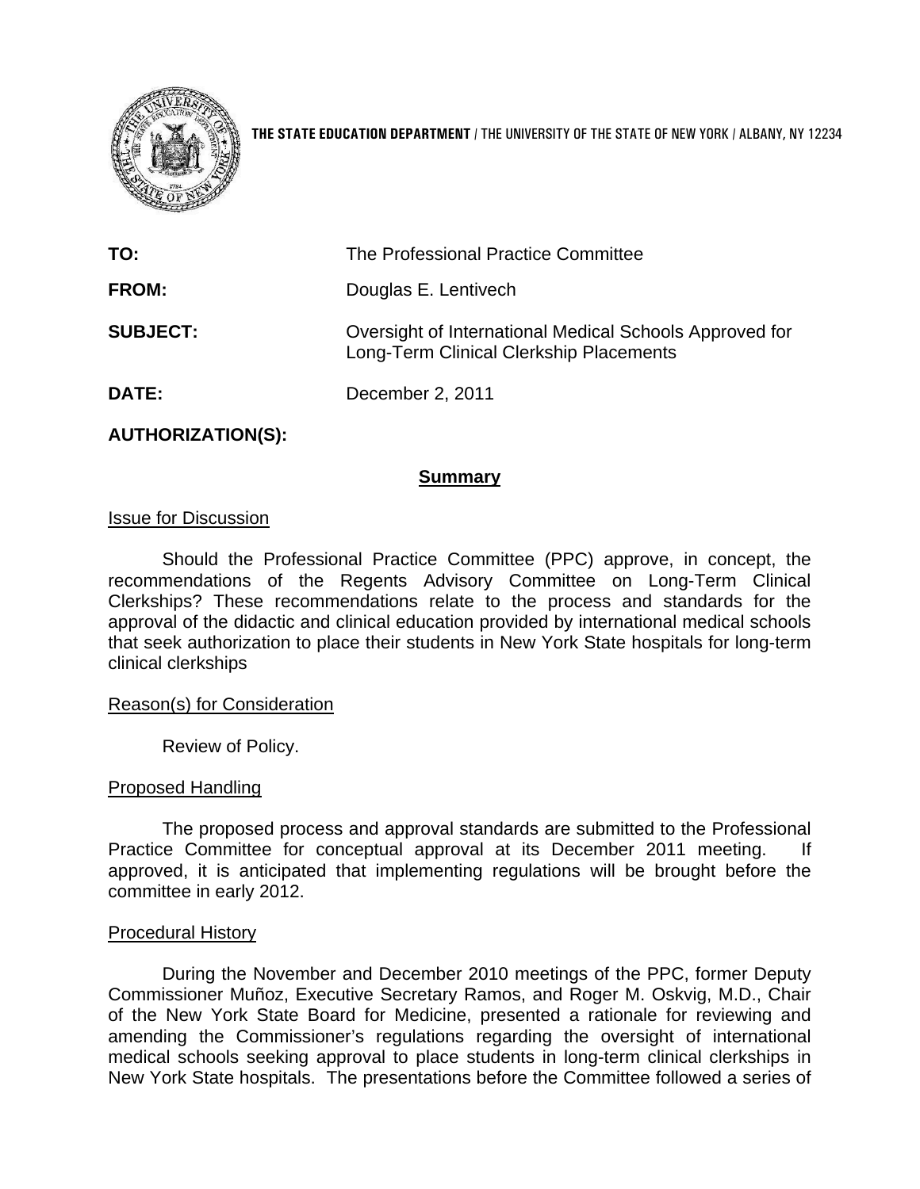**THE STATE EDUCATION DEPARTMENT** / THE UNIVERSITY OF THE STATE OF NEW YORK / ALBANY, NY 12234

| | |
|---|---|
| **TO:** | The Professional Practice Committee |
| **FROM:** | Douglas E. Lentivech |
| **SUBJECT:** | Oversight of International Medical Schools Approved for Long-Term Clinical Clerkship Placements |
| **DATE:** | December 2, 2011 |

**AUTHORIZATION(S):**

## Summary

Issue for Discussion

Should the Professional Practice Committee (PPC) approve, in concept, the recommendations of the Regents Advisory Committee on Long-Term Clinical Clerkships? These recommendations relate to the process and standards for the approval of the didactic and clinical education provided by international medical schools that seek authorization to place their students in New York State hospitals for long-term clinical clerkships

Reason(s) for Consideration

Review of Policy.

Proposed Handling

The proposed process and approval standards are submitted to the Professional Practice Committee for conceptual approval at its December 2011 meeting. If approved, it is anticipated that implementing regulations will be brought before the committee in early 2012.

Procedural History

During the November and December 2010 meetings of the PPC, former Deputy Commissioner Muñoz, Executive Secretary Ramos, and Roger M. Oskvig, M.D., Chair of the New York State Board for Medicine, presented a rationale for reviewing and amending the Commissioner's regulations regarding the oversight of international medical schools seeking approval to place students in long-term clinical clerkships in New York State hospitals. The presentations before the Committee followed a series of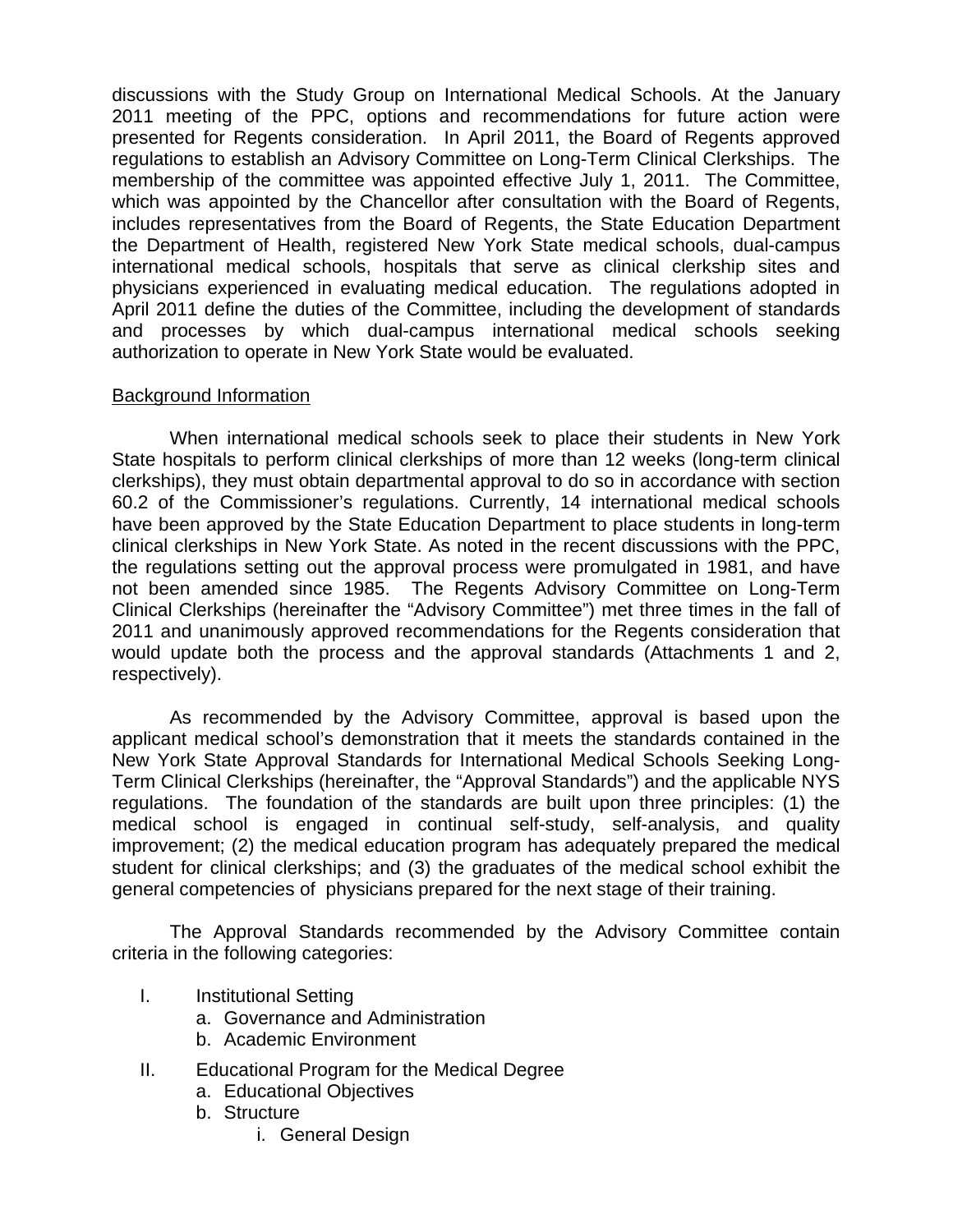discussions with the Study Group on International Medical Schools. At the January 2011 meeting of the PPC, options and recommendations for future action were presented for Regents consideration. In April 2011, the Board of Regents approved regulations to establish an Advisory Committee on Long-Term Clinical Clerkships. The membership of the committee was appointed effective July 1, 2011. The Committee, which was appointed by the Chancellor after consultation with the Board of Regents, includes representatives from the Board of Regents, the State Education Department the Department of Health, registered New York State medical schools, dual-campus international medical schools, hospitals that serve as clinical clerkship sites and physicians experienced in evaluating medical education. The regulations adopted in April 2011 define the duties of the Committee, including the development of standards and processes by which dual-campus international medical schools seeking authorization to operate in New York State would be evaluated.

## Background Information

When international medical schools seek to place their students in New York State hospitals to perform clinical clerkships of more than 12 weeks (long-term clinical clerkships), they must obtain departmental approval to do so in accordance with section 60.2 of the Commissioner's regulations. Currently, 14 international medical schools have been approved by the State Education Department to place students in long-term clinical clerkships in New York State. As noted in the recent discussions with the PPC, the regulations setting out the approval process were promulgated in 1981, and have not been amended since 1985. The Regents Advisory Committee on Long-Term Clinical Clerkships (hereinafter the "Advisory Committee") met three times in the fall of 2011 and unanimously approved recommendations for the Regents consideration that would update both the process and the approval standards (Attachments 1 and 2, respectively).

As recommended by the Advisory Committee, approval is based upon the applicant medical school's demonstration that it meets the standards contained in the New York State Approval Standards for International Medical Schools Seeking Long-Term Clinical Clerkships (hereinafter, the "Approval Standards") and the applicable NYS regulations. The foundation of the standards are built upon three principles: (1) the medical school is engaged in continual self-study, self-analysis, and quality improvement; (2) the medical education program has adequately prepared the medical student for clinical clerkships; and (3) the graduates of the medical school exhibit the general competencies of physicians prepared for the next stage of their training.

The Approval Standards recommended by the Advisory Committee contain criteria in the following categories:

I. Institutional Setting
   a. Governance and Administration
   b. Academic Environment

II. Educational Program for the Medical Degree
   a. Educational Objectives
   b. Structure
      i. General Design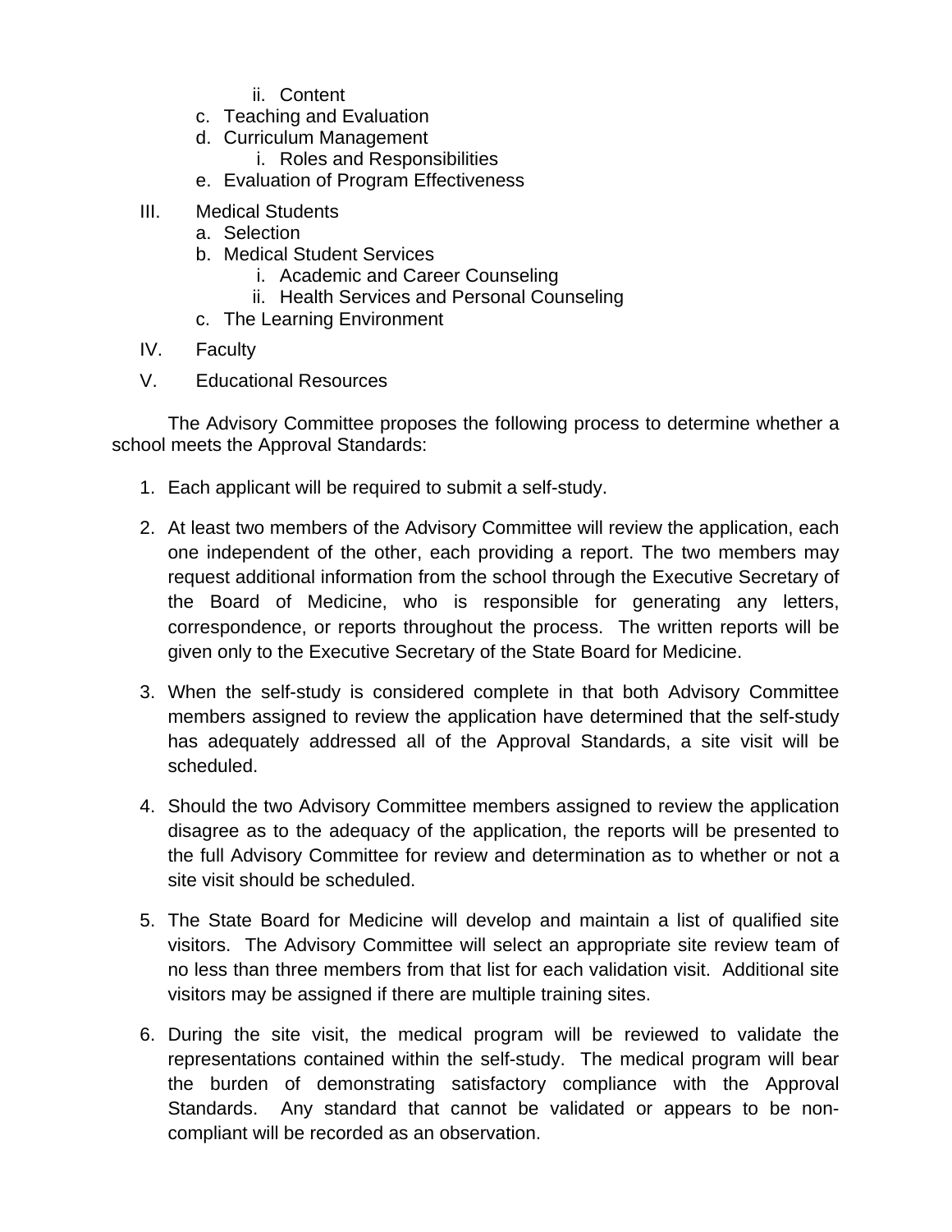ii. Content
    c. Teaching and Evaluation
    d. Curriculum Management
        i. Roles and Responsibilities
    e. Evaluation of Program Effectiveness

III. Medical Students
    a. Selection
    b. Medical Student Services
        i. Academic and Career Counseling
        ii. Health Services and Personal Counseling
    c. The Learning Environment

IV. Faculty

V. Educational Resources

The Advisory Committee proposes the following process to determine whether a school meets the Approval Standards:

1. Each applicant will be required to submit a self-study.

2. At least two members of the Advisory Committee will review the application, each one independent of the other, each providing a report. The two members may request additional information from the school through the Executive Secretary of the Board of Medicine, who is responsible for generating any letters, correspondence, or reports throughout the process. The written reports will be given only to the Executive Secretary of the State Board for Medicine.

3. When the self-study is considered complete in that both Advisory Committee members assigned to review the application have determined that the self-study has adequately addressed all of the Approval Standards, a site visit will be scheduled.

4. Should the two Advisory Committee members assigned to review the application disagree as to the adequacy of the application, the reports will be presented to the full Advisory Committee for review and determination as to whether or not a site visit should be scheduled.

5. The State Board for Medicine will develop and maintain a list of qualified site visitors. The Advisory Committee will select an appropriate site review team of no less than three members from that list for each validation visit. Additional site visitors may be assigned if there are multiple training sites.

6. During the site visit, the medical program will be reviewed to validate the representations contained within the self-study. The medical program will bear the burden of demonstrating satisfactory compliance with the Approval Standards. Any standard that cannot be validated or appears to be non-compliant will be recorded as an observation.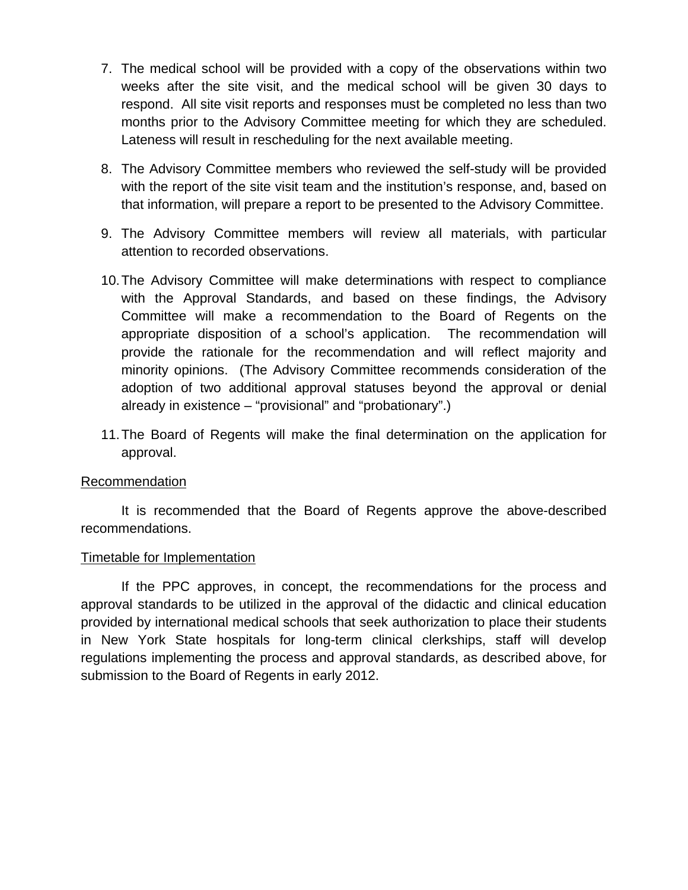7. The medical school will be provided with a copy of the observations within two weeks after the site visit, and the medical school will be given 30 days to respond. All site visit reports and responses must be completed no less than two months prior to the Advisory Committee meeting for which they are scheduled. Lateness will result in rescheduling for the next available meeting.

8. The Advisory Committee members who reviewed the self-study will be provided with the report of the site visit team and the institution's response, and, based on that information, will prepare a report to be presented to the Advisory Committee.

9. The Advisory Committee members will review all materials, with particular attention to recorded observations.

10. The Advisory Committee will make determinations with respect to compliance with the Approval Standards, and based on these findings, the Advisory Committee will make a recommendation to the Board of Regents on the appropriate disposition of a school's application. The recommendation will provide the rationale for the recommendation and will reflect majority and minority opinions. (The Advisory Committee recommends consideration of the adoption of two additional approval statuses beyond the approval or denial already in existence – "provisional" and "probationary".)

11. The Board of Regents will make the final determination on the application for approval.

<u>Recommendation</u>

It is recommended that the Board of Regents approve the above-described recommendations.

<u>Timetable for Implementation</u>

If the PPC approves, in concept, the recommendations for the process and approval standards to be utilized in the approval of the didactic and clinical education provided by international medical schools that seek authorization to place their students in New York State hospitals for long-term clinical clerkships, staff will develop regulations implementing the process and approval standards, as described above, for submission to the Board of Regents in early 2012.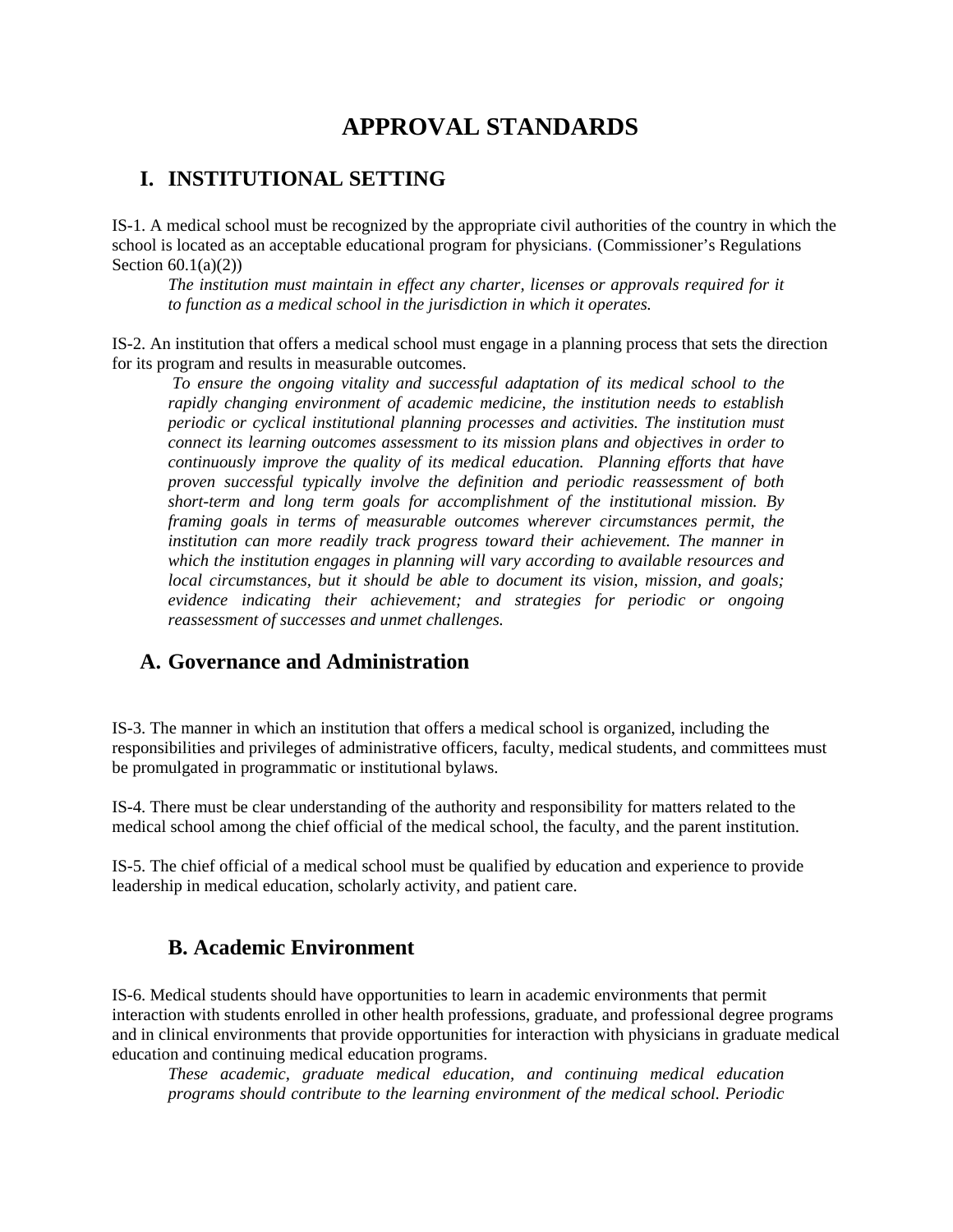# APPROVAL STANDARDS

## I. INSTITUTIONAL SETTING

IS-1. A medical school must be recognized by the appropriate civil authorities of the country in which the school is located as an acceptable educational program for physicians. (Commissioner's Regulations Section 60.1(a)(2))

> *The institution must maintain in effect any charter, licenses or approvals required for it to function as a medical school in the jurisdiction in which it operates.*

IS-2. An institution that offers a medical school must engage in a planning process that sets the direction for its program and results in measurable outcomes.

> *To ensure the ongoing vitality and successful adaptation of its medical school to the rapidly changing environment of academic medicine, the institution needs to establish periodic or cyclical institutional planning processes and activities. The institution must connect its learning outcomes assessment to its mission plans and objectives in order to continuously improve the quality of its medical education. Planning efforts that have proven successful typically involve the definition and periodic reassessment of both short-term and long term goals for accomplishment of the institutional mission. By framing goals in terms of measurable outcomes wherever circumstances permit, the institution can more readily track progress toward their achievement. The manner in which the institution engages in planning will vary according to available resources and local circumstances, but it should be able to document its vision, mission, and goals; evidence indicating their achievement; and strategies for periodic or ongoing reassessment of successes and unmet challenges.*

### A. Governance and Administration

IS-3. The manner in which an institution that offers a medical school is organized, including the responsibilities and privileges of administrative officers, faculty, medical students, and committees must be promulgated in programmatic or institutional bylaws.

IS-4. There must be clear understanding of the authority and responsibility for matters related to the medical school among the chief official of the medical school, the faculty, and the parent institution.

IS-5. The chief official of a medical school must be qualified by education and experience to provide leadership in medical education, scholarly activity, and patient care.

### B. Academic Environment

IS-6. Medical students should have opportunities to learn in academic environments that permit interaction with students enrolled in other health professions, graduate, and professional degree programs and in clinical environments that provide opportunities for interaction with physicians in graduate medical education and continuing medical education programs.

> *These academic, graduate medical education, and continuing medical education programs should contribute to the learning environment of the medical school. Periodic*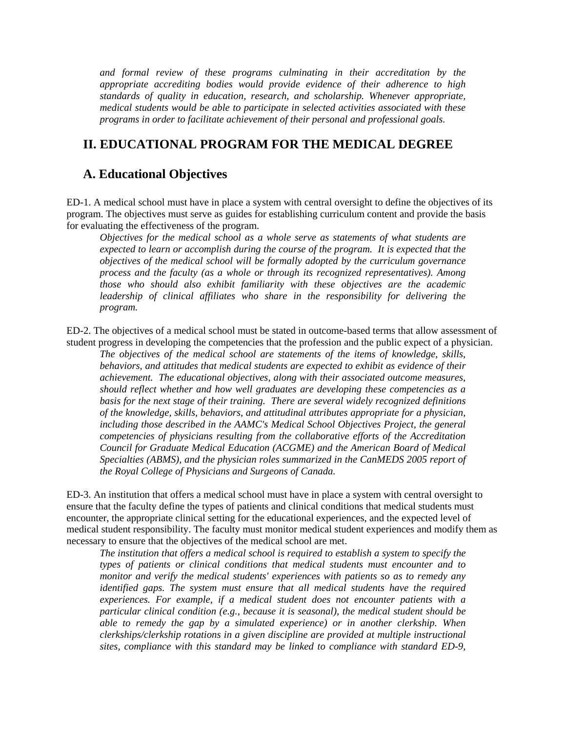*and formal review of these programs culminating in their accreditation by the appropriate accrediting bodies would provide evidence of their adherence to high standards of quality in education, research, and scholarship. Whenever appropriate, medical students would be able to participate in selected activities associated with these programs in order to facilitate achievement of their personal and professional goals.*

## II. EDUCATIONAL PROGRAM FOR THE MEDICAL DEGREE

## A. Educational Objectives

ED-1. A medical school must have in place a system with central oversight to define the objectives of its program. The objectives must serve as guides for establishing curriculum content and provide the basis for evaluating the effectiveness of the program.

*Objectives for the medical school as a whole serve as statements of what students are expected to learn or accomplish during the course of the program. It is expected that the objectives of the medical school will be formally adopted by the curriculum governance process and the faculty (as a whole or through its recognized representatives). Among those who should also exhibit familiarity with these objectives are the academic leadership of clinical affiliates who share in the responsibility for delivering the program.*

ED-2. The objectives of a medical school must be stated in outcome-based terms that allow assessment of student progress in developing the competencies that the profession and the public expect of a physician.

*The objectives of the medical school are statements of the items of knowledge, skills, behaviors, and attitudes that medical students are expected to exhibit as evidence of their achievement. The educational objectives, along with their associated outcome measures, should reflect whether and how well graduates are developing these competencies as a basis for the next stage of their training. There are several widely recognized definitions of the knowledge, skills, behaviors, and attitudinal attributes appropriate for a physician, including those described in the AAMC's Medical School Objectives Project, the general competencies of physicians resulting from the collaborative efforts of the Accreditation Council for Graduate Medical Education (ACGME) and the American Board of Medical Specialties (ABMS), and the physician roles summarized in the CanMEDS 2005 report of the Royal College of Physicians and Surgeons of Canada.*

ED-3. An institution that offers a medical school must have in place a system with central oversight to ensure that the faculty define the types of patients and clinical conditions that medical students must encounter, the appropriate clinical setting for the educational experiences, and the expected level of medical student responsibility. The faculty must monitor medical student experiences and modify them as necessary to ensure that the objectives of the medical school are met.

*The institution that offers a medical school is required to establish a system to specify the types of patients or clinical conditions that medical students must encounter and to monitor and verify the medical students' experiences with patients so as to remedy any identified gaps. The system must ensure that all medical students have the required experiences. For example, if a medical student does not encounter patients with a particular clinical condition (e.g., because it is seasonal), the medical student should be able to remedy the gap by a simulated experience) or in another clerkship. When clerkships/clerkship rotations in a given discipline are provided at multiple instructional sites, compliance with this standard may be linked to compliance with standard ED-9,*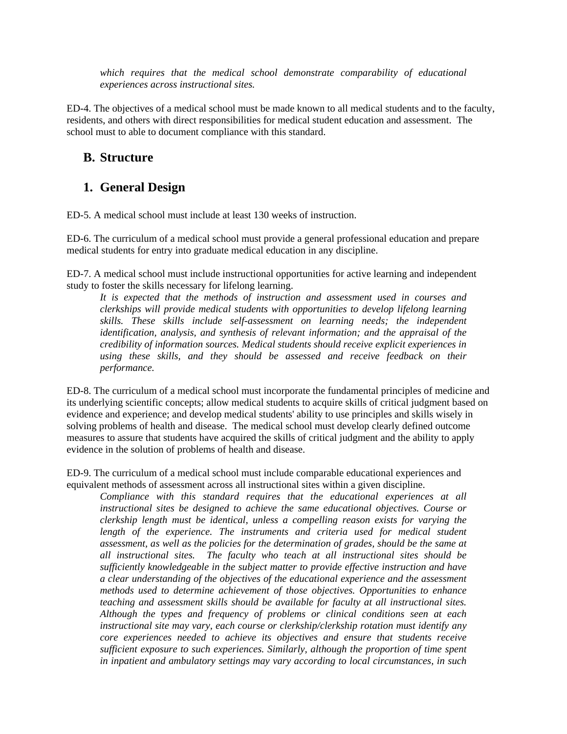*which requires that the medical school demonstrate comparability of educational experiences across instructional sites.*

ED-4. The objectives of a medical school must be made known to all medical students and to the faculty, residents, and others with direct responsibilities for medical student education and assessment. The school must to able to document compliance with this standard.

## B. Structure

## 1. General Design

ED-5. A medical school must include at least 130 weeks of instruction.

ED-6. The curriculum of a medical school must provide a general professional education and prepare medical students for entry into graduate medical education in any discipline.

ED-7. A medical school must include instructional opportunities for active learning and independent study to foster the skills necessary for lifelong learning.

*It is expected that the methods of instruction and assessment used in courses and clerkships will provide medical students with opportunities to develop lifelong learning skills. These skills include self-assessment on learning needs; the independent identification, analysis, and synthesis of relevant information; and the appraisal of the credibility of information sources. Medical students should receive explicit experiences in using these skills, and they should be assessed and receive feedback on their performance.*

ED-8. The curriculum of a medical school must incorporate the fundamental principles of medicine and its underlying scientific concepts; allow medical students to acquire skills of critical judgment based on evidence and experience; and develop medical students' ability to use principles and skills wisely in solving problems of health and disease. The medical school must develop clearly defined outcome measures to assure that students have acquired the skills of critical judgment and the ability to apply evidence in the solution of problems of health and disease.

ED-9. The curriculum of a medical school must include comparable educational experiences and equivalent methods of assessment across all instructional sites within a given discipline.

*Compliance with this standard requires that the educational experiences at all instructional sites be designed to achieve the same educational objectives. Course or clerkship length must be identical, unless a compelling reason exists for varying the length of the experience. The instruments and criteria used for medical student assessment, as well as the policies for the determination of grades, should be the same at all instructional sites. The faculty who teach at all instructional sites should be sufficiently knowledgeable in the subject matter to provide effective instruction and have a clear understanding of the objectives of the educational experience and the assessment methods used to determine achievement of those objectives. Opportunities to enhance teaching and assessment skills should be available for faculty at all instructional sites. Although the types and frequency of problems or clinical conditions seen at each instructional site may vary, each course or clerkship/clerkship rotation must identify any core experiences needed to achieve its objectives and ensure that students receive sufficient exposure to such experiences. Similarly, although the proportion of time spent in inpatient and ambulatory settings may vary according to local circumstances, in such*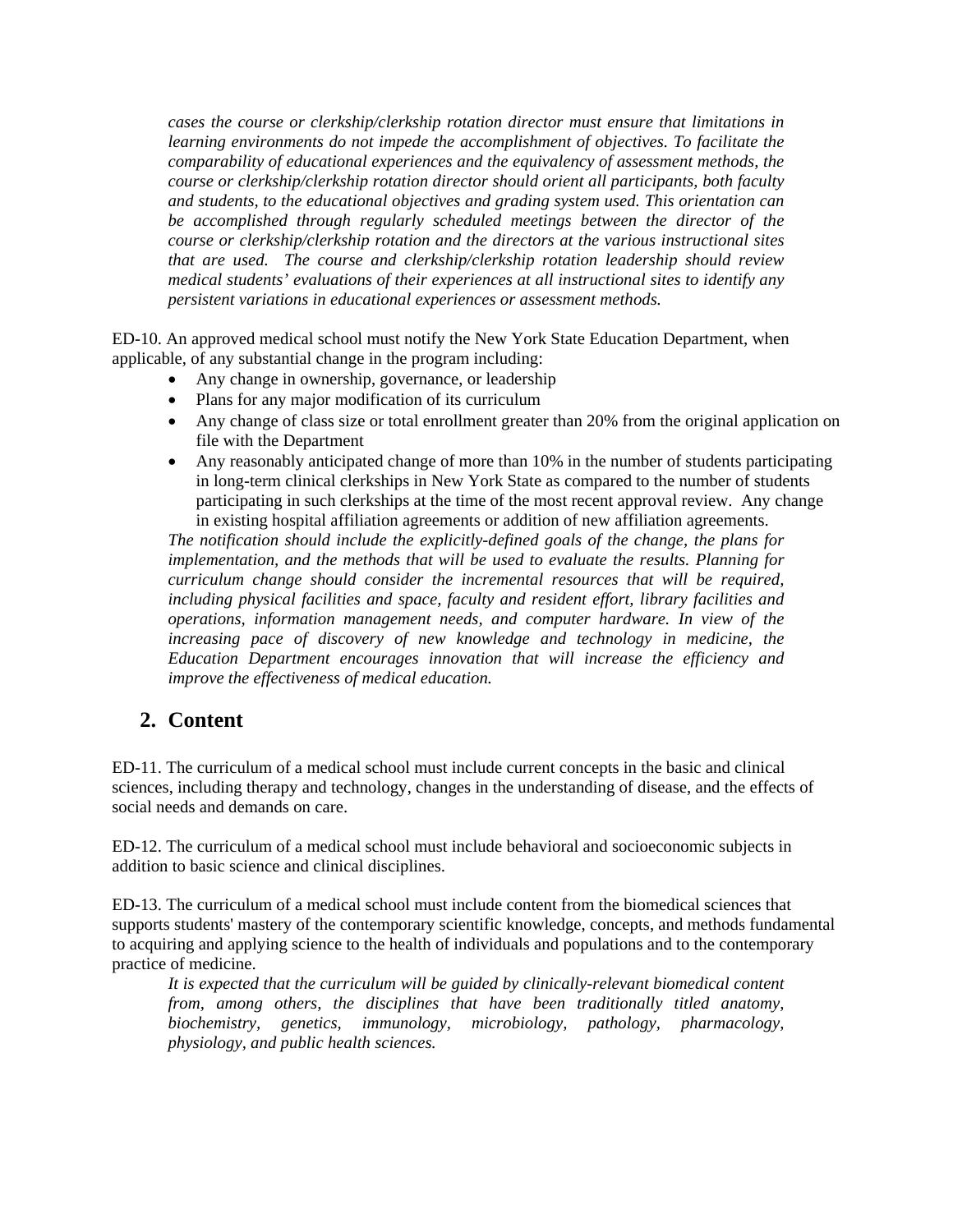*cases the course or clerkship/clerkship rotation director must ensure that limitations in learning environments do not impede the accomplishment of objectives. To facilitate the comparability of educational experiences and the equivalency of assessment methods, the course or clerkship/clerkship rotation director should orient all participants, both faculty and students, to the educational objectives and grading system used. This orientation can be accomplished through regularly scheduled meetings between the director of the course or clerkship/clerkship rotation and the directors at the various instructional sites that are used. The course and clerkship/clerkship rotation leadership should review medical students' evaluations of their experiences at all instructional sites to identify any persistent variations in educational experiences or assessment methods.*

ED-10. An approved medical school must notify the New York State Education Department, when applicable, of any substantial change in the program including:

- Any change in ownership, governance, or leadership
- Plans for any major modification of its curriculum
- Any change of class size or total enrollment greater than 20% from the original application on file with the Department
- Any reasonably anticipated change of more than 10% in the number of students participating in long-term clinical clerkships in New York State as compared to the number of students participating in such clerkships at the time of the most recent approval review. Any change in existing hospital affiliation agreements or addition of new affiliation agreements.

*The notification should include the explicitly-defined goals of the change, the plans for implementation, and the methods that will be used to evaluate the results. Planning for curriculum change should consider the incremental resources that will be required, including physical facilities and space, faculty and resident effort, library facilities and operations, information management needs, and computer hardware. In view of the increasing pace of discovery of new knowledge and technology in medicine, the Education Department encourages innovation that will increase the efficiency and improve the effectiveness of medical education.*

## 2. Content

ED-11. The curriculum of a medical school must include current concepts in the basic and clinical sciences, including therapy and technology, changes in the understanding of disease, and the effects of social needs and demands on care.

ED-12. The curriculum of a medical school must include behavioral and socioeconomic subjects in addition to basic science and clinical disciplines.

ED-13. The curriculum of a medical school must include content from the biomedical sciences that supports students' mastery of the contemporary scientific knowledge, concepts, and methods fundamental to acquiring and applying science to the health of individuals and populations and to the contemporary practice of medicine.

*It is expected that the curriculum will be guided by clinically-relevant biomedical content from, among others, the disciplines that have been traditionally titled anatomy, biochemistry, genetics, immunology, microbiology, pathology, pharmacology, physiology, and public health sciences.*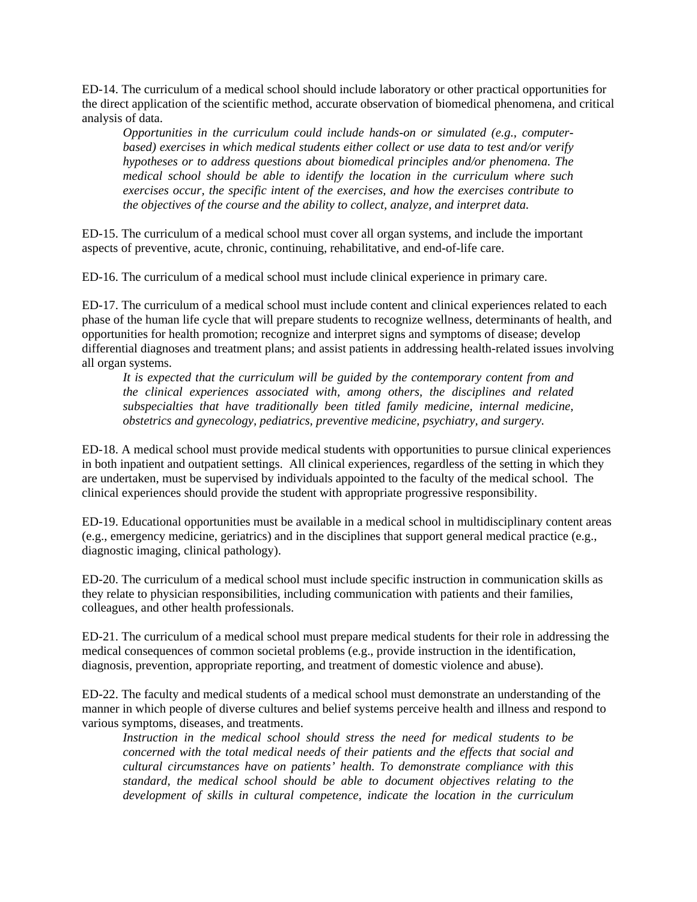ED-14. The curriculum of a medical school should include laboratory or other practical opportunities for the direct application of the scientific method, accurate observation of biomedical phenomena, and critical analysis of data.

> *Opportunities in the curriculum could include hands-on or simulated (e.g., computer-based) exercises in which medical students either collect or use data to test and/or verify hypotheses or to address questions about biomedical principles and/or phenomena. The medical school should be able to identify the location in the curriculum where such exercises occur, the specific intent of the exercises, and how the exercises contribute to the objectives of the course and the ability to collect, analyze, and interpret data.*

ED-15. The curriculum of a medical school must cover all organ systems, and include the important aspects of preventive, acute, chronic, continuing, rehabilitative, and end-of-life care.

ED-16. The curriculum of a medical school must include clinical experience in primary care.

ED-17. The curriculum of a medical school must include content and clinical experiences related to each phase of the human life cycle that will prepare students to recognize wellness, determinants of health, and opportunities for health promotion; recognize and interpret signs and symptoms of disease; develop differential diagnoses and treatment plans; and assist patients in addressing health-related issues involving all organ systems.

> *It is expected that the curriculum will be guided by the contemporary content from and the clinical experiences associated with, among others, the disciplines and related subspecialties that have traditionally been titled family medicine, internal medicine, obstetrics and gynecology, pediatrics, preventive medicine, psychiatry, and surgery.*

ED-18. A medical school must provide medical students with opportunities to pursue clinical experiences in both inpatient and outpatient settings. All clinical experiences, regardless of the setting in which they are undertaken, must be supervised by individuals appointed to the faculty of the medical school. The clinical experiences should provide the student with appropriate progressive responsibility.

ED-19. Educational opportunities must be available in a medical school in multidisciplinary content areas (e.g., emergency medicine, geriatrics) and in the disciplines that support general medical practice (e.g., diagnostic imaging, clinical pathology).

ED-20. The curriculum of a medical school must include specific instruction in communication skills as they relate to physician responsibilities, including communication with patients and their families, colleagues, and other health professionals.

ED-21. The curriculum of a medical school must prepare medical students for their role in addressing the medical consequences of common societal problems (e.g., provide instruction in the identification, diagnosis, prevention, appropriate reporting, and treatment of domestic violence and abuse).

ED-22. The faculty and medical students of a medical school must demonstrate an understanding of the manner in which people of diverse cultures and belief systems perceive health and illness and respond to various symptoms, diseases, and treatments.

> *Instruction in the medical school should stress the need for medical students to be concerned with the total medical needs of their patients and the effects that social and cultural circumstances have on patients' health. To demonstrate compliance with this standard, the medical school should be able to document objectives relating to the development of skills in cultural competence, indicate the location in the curriculum*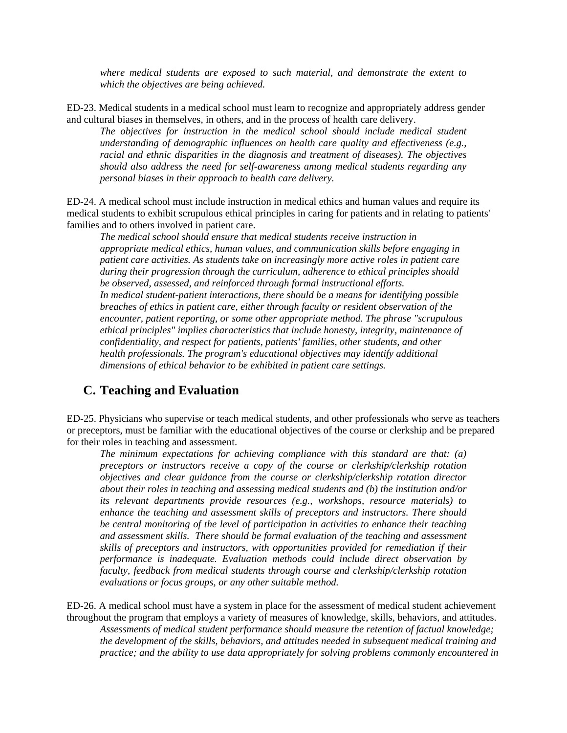*where medical students are exposed to such material, and demonstrate the extent to which the objectives are being achieved.*

ED-23. Medical students in a medical school must learn to recognize and appropriately address gender and cultural biases in themselves, in others, and in the process of health care delivery.

*The objectives for instruction in the medical school should include medical student understanding of demographic influences on health care quality and effectiveness (e.g., racial and ethnic disparities in the diagnosis and treatment of diseases). The objectives should also address the need for self-awareness among medical students regarding any personal biases in their approach to health care delivery.*

ED-24. A medical school must include instruction in medical ethics and human values and require its medical students to exhibit scrupulous ethical principles in caring for patients and in relating to patients' families and to others involved in patient care.

*The medical school should ensure that medical students receive instruction in appropriate medical ethics, human values, and communication skills before engaging in patient care activities. As students take on increasingly more active roles in patient care during their progression through the curriculum, adherence to ethical principles should be observed, assessed, and reinforced through formal instructional efforts.*

*In medical student-patient interactions, there should be a means for identifying possible breaches of ethics in patient care, either through faculty or resident observation of the encounter, patient reporting, or some other appropriate method. The phrase "scrupulous ethical principles" implies characteristics that include honesty, integrity, maintenance of confidentiality, and respect for patients, patients' families, other students, and other health professionals. The program's educational objectives may identify additional dimensions of ethical behavior to be exhibited in patient care settings.*

## C. Teaching and Evaluation

ED-25. Physicians who supervise or teach medical students, and other professionals who serve as teachers or preceptors, must be familiar with the educational objectives of the course or clerkship and be prepared for their roles in teaching and assessment.

*The minimum expectations for achieving compliance with this standard are that: (a) preceptors or instructors receive a copy of the course or clerkship/clerkship rotation objectives and clear guidance from the course or clerkship/clerkship rotation director about their roles in teaching and assessing medical students and (b) the institution and/or its relevant departments provide resources (e.g., workshops, resource materials) to enhance the teaching and assessment skills of preceptors and instructors. There should be central monitoring of the level of participation in activities to enhance their teaching and assessment skills. There should be formal evaluation of the teaching and assessment skills of preceptors and instructors, with opportunities provided for remediation if their performance is inadequate. Evaluation methods could include direct observation by faculty, feedback from medical students through course and clerkship/clerkship rotation evaluations or focus groups, or any other suitable method.*

ED-26. A medical school must have a system in place for the assessment of medical student achievement throughout the program that employs a variety of measures of knowledge, skills, behaviors, and attitudes.

*Assessments of medical student performance should measure the retention of factual knowledge; the development of the skills, behaviors, and attitudes needed in subsequent medical training and practice; and the ability to use data appropriately for solving problems commonly encountered in*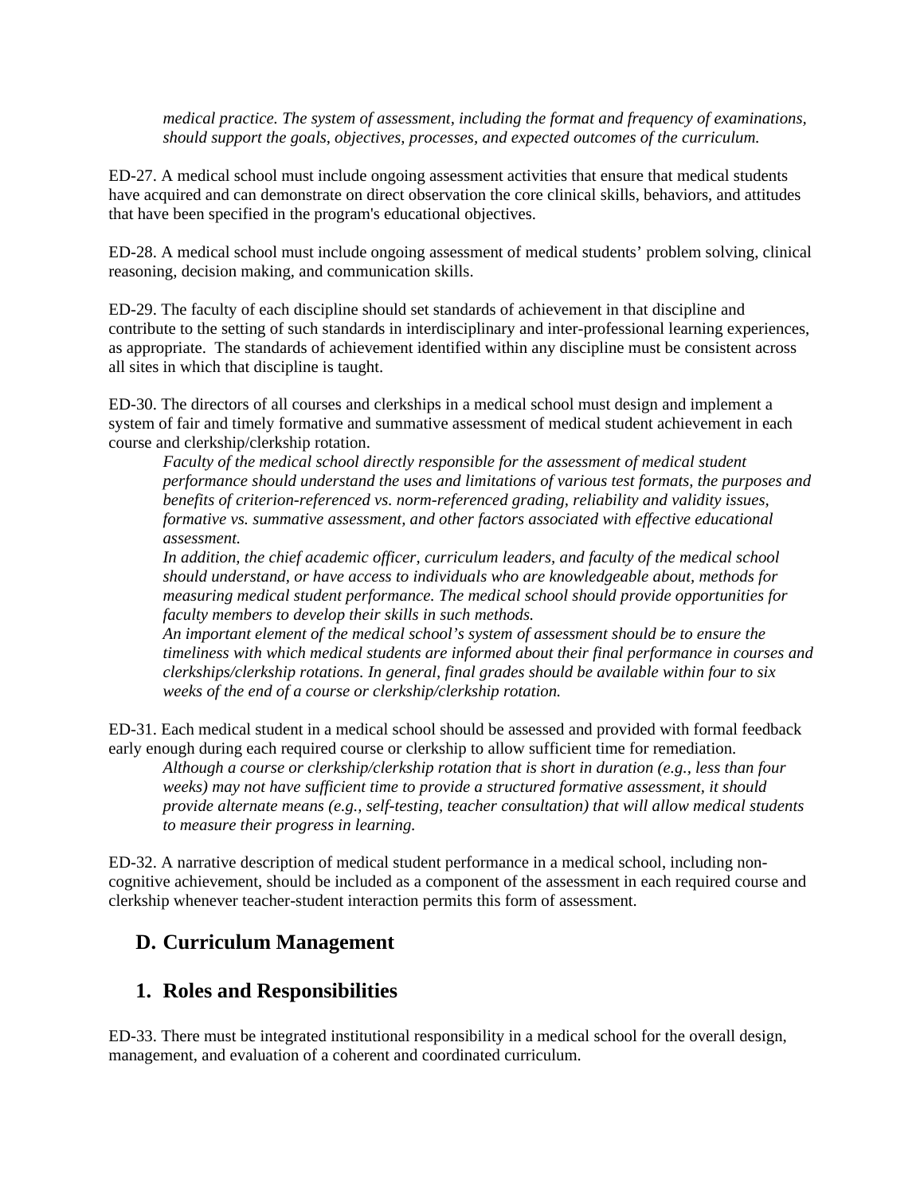*medical practice. The system of assessment, including the format and frequency of examinations, should support the goals, objectives, processes, and expected outcomes of the curriculum.*

ED-27. A medical school must include ongoing assessment activities that ensure that medical students have acquired and can demonstrate on direct observation the core clinical skills, behaviors, and attitudes that have been specified in the program's educational objectives.

ED-28. A medical school must include ongoing assessment of medical students' problem solving, clinical reasoning, decision making, and communication skills.

ED-29. The faculty of each discipline should set standards of achievement in that discipline and contribute to the setting of such standards in interdisciplinary and inter-professional learning experiences, as appropriate. The standards of achievement identified within any discipline must be consistent across all sites in which that discipline is taught.

ED-30. The directors of all courses and clerkships in a medical school must design and implement a system of fair and timely formative and summative assessment of medical student achievement in each course and clerkship/clerkship rotation.

*Faculty of the medical school directly responsible for the assessment of medical student performance should understand the uses and limitations of various test formats, the purposes and benefits of criterion-referenced vs. norm-referenced grading, reliability and validity issues, formative vs. summative assessment, and other factors associated with effective educational assessment.*

*In addition, the chief academic officer, curriculum leaders, and faculty of the medical school should understand, or have access to individuals who are knowledgeable about, methods for measuring medical student performance. The medical school should provide opportunities for faculty members to develop their skills in such methods.*

*An important element of the medical school's system of assessment should be to ensure the timeliness with which medical students are informed about their final performance in courses and clerkships/clerkship rotations. In general, final grades should be available within four to six weeks of the end of a course or clerkship/clerkship rotation.*

ED-31. Each medical student in a medical school should be assessed and provided with formal feedback early enough during each required course or clerkship to allow sufficient time for remediation.

*Although a course or clerkship/clerkship rotation that is short in duration (e.g., less than four weeks) may not have sufficient time to provide a structured formative assessment, it should provide alternate means (e.g., self-testing, teacher consultation) that will allow medical students to measure their progress in learning.*

ED-32. A narrative description of medical student performance in a medical school, including non-cognitive achievement, should be included as a component of the assessment in each required course and clerkship whenever teacher-student interaction permits this form of assessment.

## D. Curriculum Management

### 1. Roles and Responsibilities

ED-33. There must be integrated institutional responsibility in a medical school for the overall design, management, and evaluation of a coherent and coordinated curriculum.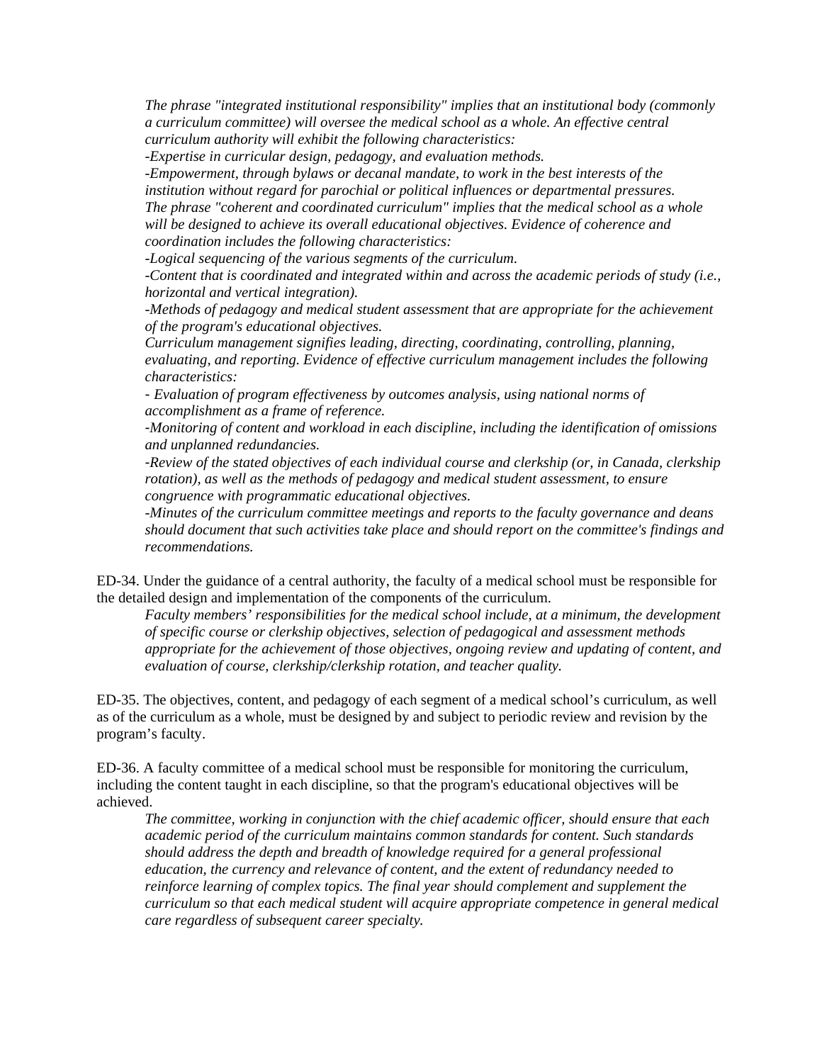*The phrase "integrated institutional responsibility" implies that an institutional body (commonly a curriculum committee) will oversee the medical school as a whole. An effective central curriculum authority will exhibit the following characteristics:*

*-Expertise in curricular design, pedagogy, and evaluation methods.*

*-Empowerment, through bylaws or decanal mandate, to work in the best interests of the institution without regard for parochial or political influences or departmental pressures.*

*The phrase "coherent and coordinated curriculum" implies that the medical school as a whole will be designed to achieve its overall educational objectives. Evidence of coherence and coordination includes the following characteristics:*

*-Logical sequencing of the various segments of the curriculum.*

*-Content that is coordinated and integrated within and across the academic periods of study (i.e., horizontal and vertical integration).*

*-Methods of pedagogy and medical student assessment that are appropriate for the achievement of the program's educational objectives.*

*Curriculum management signifies leading, directing, coordinating, controlling, planning, evaluating, and reporting. Evidence of effective curriculum management includes the following characteristics:*

*- Evaluation of program effectiveness by outcomes analysis, using national norms of accomplishment as a frame of reference.*

*-Monitoring of content and workload in each discipline, including the identification of omissions and unplanned redundancies.*

*-Review of the stated objectives of each individual course and clerkship (or, in Canada, clerkship rotation), as well as the methods of pedagogy and medical student assessment, to ensure congruence with programmatic educational objectives.*

*-Minutes of the curriculum committee meetings and reports to the faculty governance and deans should document that such activities take place and should report on the committee's findings and recommendations.*

ED-34. Under the guidance of a central authority, the faculty of a medical school must be responsible for the detailed design and implementation of the components of the curriculum.

*Faculty members' responsibilities for the medical school include, at a minimum, the development of specific course or clerkship objectives, selection of pedagogical and assessment methods appropriate for the achievement of those objectives, ongoing review and updating of content, and evaluation of course, clerkship/clerkship rotation, and teacher quality.*

ED-35. The objectives, content, and pedagogy of each segment of a medical school's curriculum, as well as of the curriculum as a whole, must be designed by and subject to periodic review and revision by the program's faculty.

ED-36. A faculty committee of a medical school must be responsible for monitoring the curriculum, including the content taught in each discipline, so that the program's educational objectives will be achieved.

*The committee, working in conjunction with the chief academic officer, should ensure that each academic period of the curriculum maintains common standards for content. Such standards should address the depth and breadth of knowledge required for a general professional education, the currency and relevance of content, and the extent of redundancy needed to reinforce learning of complex topics. The final year should complement and supplement the curriculum so that each medical student will acquire appropriate competence in general medical care regardless of subsequent career specialty.*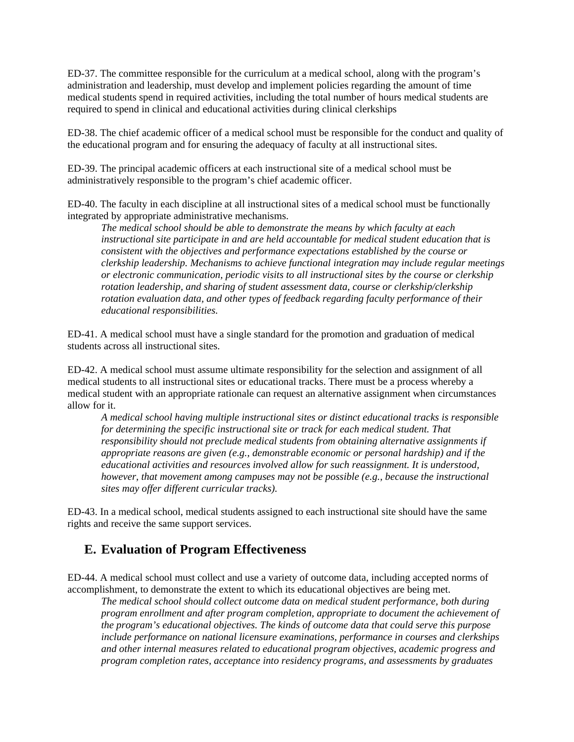ED-37. The committee responsible for the curriculum at a medical school, along with the program's administration and leadership, must develop and implement policies regarding the amount of time medical students spend in required activities, including the total number of hours medical students are required to spend in clinical and educational activities during clinical clerkships

ED-38. The chief academic officer of a medical school must be responsible for the conduct and quality of the educational program and for ensuring the adequacy of faculty at all instructional sites.

ED-39. The principal academic officers at each instructional site of a medical school must be administratively responsible to the program's chief academic officer.

ED-40. The faculty in each discipline at all instructional sites of a medical school must be functionally integrated by appropriate administrative mechanisms.

> *The medical school should be able to demonstrate the means by which faculty at each instructional site participate in and are held accountable for medical student education that is consistent with the objectives and performance expectations established by the course or clerkship leadership. Mechanisms to achieve functional integration may include regular meetings or electronic communication, periodic visits to all instructional sites by the course or clerkship rotation leadership, and sharing of student assessment data, course or clerkship/clerkship rotation evaluation data, and other types of feedback regarding faculty performance of their educational responsibilities.*

ED-41. A medical school must have a single standard for the promotion and graduation of medical students across all instructional sites.

ED-42. A medical school must assume ultimate responsibility for the selection and assignment of all medical students to all instructional sites or educational tracks. There must be a process whereby a medical student with an appropriate rationale can request an alternative assignment when circumstances allow for it.

> *A medical school having multiple instructional sites or distinct educational tracks is responsible for determining the specific instructional site or track for each medical student. That responsibility should not preclude medical students from obtaining alternative assignments if appropriate reasons are given (e.g., demonstrable economic or personal hardship) and if the educational activities and resources involved allow for such reassignment. It is understood, however, that movement among campuses may not be possible (e.g., because the instructional sites may offer different curricular tracks).*

ED-43. In a medical school, medical students assigned to each instructional site should have the same rights and receive the same support services.

## E. Evaluation of Program Effectiveness

ED-44. A medical school must collect and use a variety of outcome data, including accepted norms of accomplishment, to demonstrate the extent to which its educational objectives are being met.

> *The medical school should collect outcome data on medical student performance, both during program enrollment and after program completion, appropriate to document the achievement of the program's educational objectives. The kinds of outcome data that could serve this purpose include performance on national licensure examinations, performance in courses and clerkships and other internal measures related to educational program objectives, academic progress and program completion rates, acceptance into residency programs, and assessments by graduates*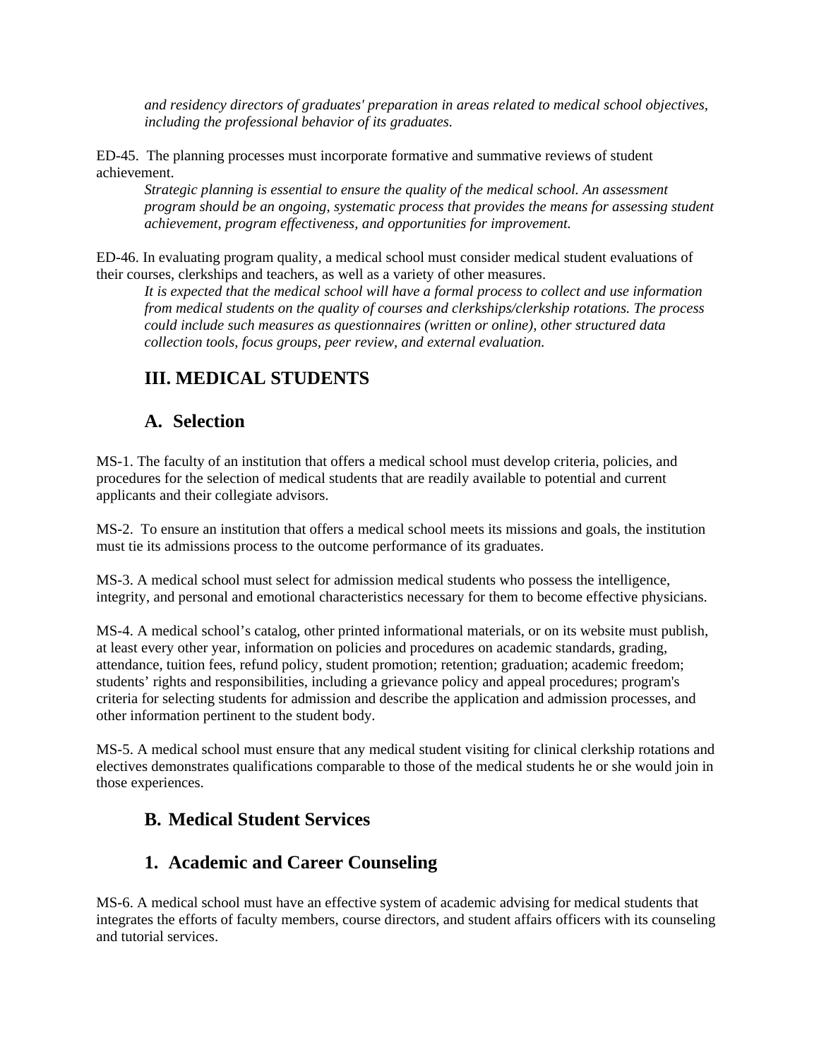*and residency directors of graduates' preparation in areas related to medical school objectives, including the professional behavior of its graduates.*

ED-45. The planning processes must incorporate formative and summative reviews of student achievement.

*Strategic planning is essential to ensure the quality of the medical school. An assessment program should be an ongoing, systematic process that provides the means for assessing student achievement, program effectiveness, and opportunities for improvement.*

ED-46. In evaluating program quality, a medical school must consider medical student evaluations of their courses, clerkships and teachers, as well as a variety of other measures.

*It is expected that the medical school will have a formal process to collect and use information from medical students on the quality of courses and clerkships/clerkship rotations. The process could include such measures as questionnaires (written or online), other structured data collection tools, focus groups, peer review, and external evaluation.*

## III. MEDICAL STUDENTS

## A. Selection

MS-1. The faculty of an institution that offers a medical school must develop criteria, policies, and procedures for the selection of medical students that are readily available to potential and current applicants and their collegiate advisors.

MS-2. To ensure an institution that offers a medical school meets its missions and goals, the institution must tie its admissions process to the outcome performance of its graduates.

MS-3. A medical school must select for admission medical students who possess the intelligence, integrity, and personal and emotional characteristics necessary for them to become effective physicians.

MS-4. A medical school's catalog, other printed informational materials, or on its website must publish, at least every other year, information on policies and procedures on academic standards, grading, attendance, tuition fees, refund policy, student promotion; retention; graduation; academic freedom; students' rights and responsibilities, including a grievance policy and appeal procedures; program's criteria for selecting students for admission and describe the application and admission processes, and other information pertinent to the student body.

MS-5. A medical school must ensure that any medical student visiting for clinical clerkship rotations and electives demonstrates qualifications comparable to those of the medical students he or she would join in those experiences.

## B. Medical Student Services

## 1. Academic and Career Counseling

MS-6. A medical school must have an effective system of academic advising for medical students that integrates the efforts of faculty members, course directors, and student affairs officers with its counseling and tutorial services.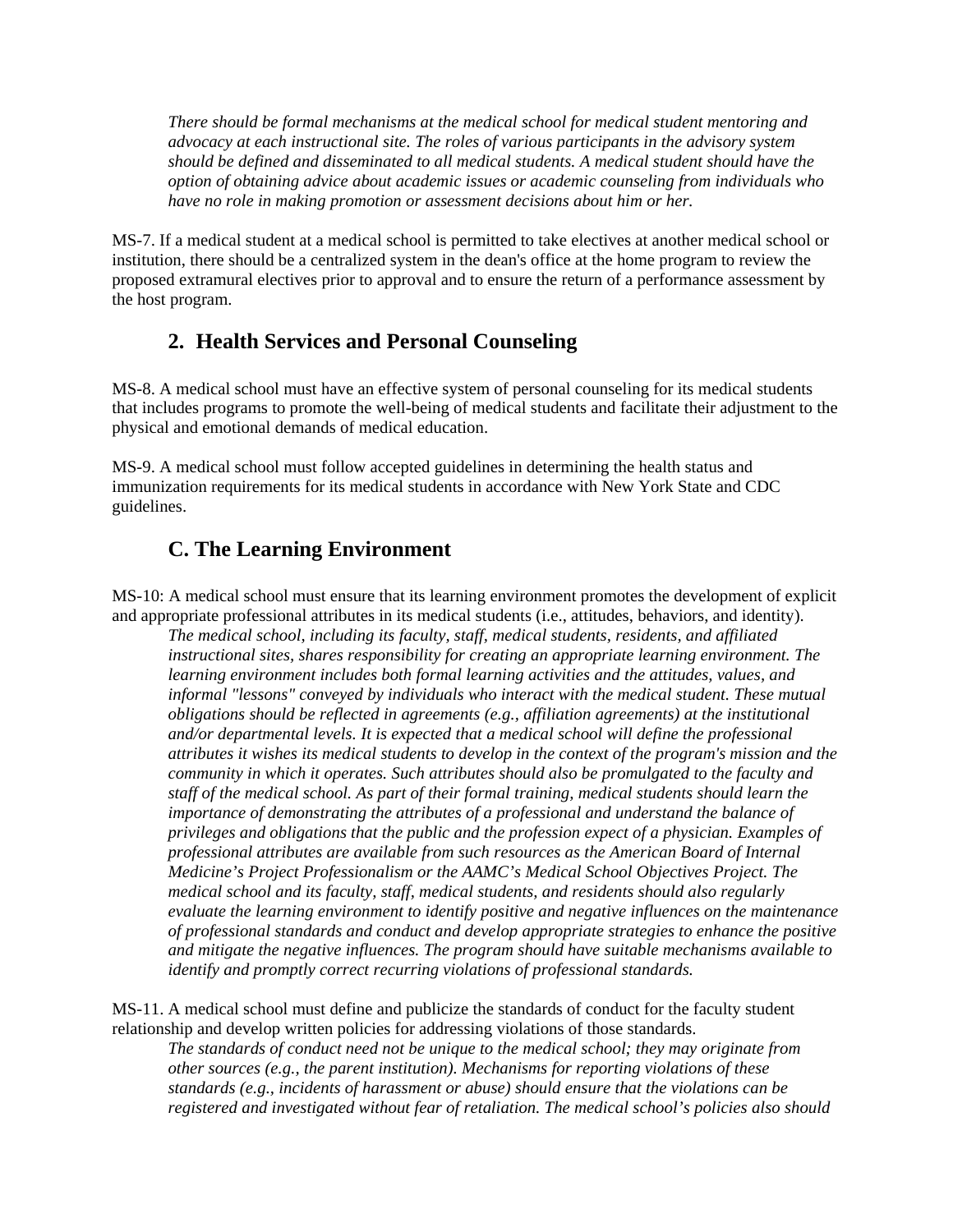*There should be formal mechanisms at the medical school for medical student mentoring and advocacy at each instructional site. The roles of various participants in the advisory system should be defined and disseminated to all medical students. A medical student should have the option of obtaining advice about academic issues or academic counseling from individuals who have no role in making promotion or assessment decisions about him or her.*

MS-7. If a medical student at a medical school is permitted to take electives at another medical school or institution, there should be a centralized system in the dean's office at the home program to review the proposed extramural electives prior to approval and to ensure the return of a performance assessment by the host program.

### 2. Health Services and Personal Counseling

MS-8. A medical school must have an effective system of personal counseling for its medical students that includes programs to promote the well-being of medical students and facilitate their adjustment to the physical and emotional demands of medical education.

MS-9. A medical school must follow accepted guidelines in determining the health status and immunization requirements for its medical students in accordance with New York State and CDC guidelines.

## C. The Learning Environment

MS-10: A medical school must ensure that its learning environment promotes the development of explicit and appropriate professional attributes in its medical students (i.e., attitudes, behaviors, and identity).

*The medical school, including its faculty, staff, medical students, residents, and affiliated instructional sites, shares responsibility for creating an appropriate learning environment. The learning environment includes both formal learning activities and the attitudes, values, and informal "lessons" conveyed by individuals who interact with the medical student. These mutual obligations should be reflected in agreements (e.g., affiliation agreements) at the institutional and/or departmental levels. It is expected that a medical school will define the professional attributes it wishes its medical students to develop in the context of the program's mission and the community in which it operates. Such attributes should also be promulgated to the faculty and staff of the medical school. As part of their formal training, medical students should learn the importance of demonstrating the attributes of a professional and understand the balance of privileges and obligations that the public and the profession expect of a physician. Examples of professional attributes are available from such resources as the American Board of Internal Medicine's Project Professionalism or the AAMC's Medical School Objectives Project. The medical school and its faculty, staff, medical students, and residents should also regularly evaluate the learning environment to identify positive and negative influences on the maintenance of professional standards and conduct and develop appropriate strategies to enhance the positive and mitigate the negative influences. The program should have suitable mechanisms available to identify and promptly correct recurring violations of professional standards.*

MS-11. A medical school must define and publicize the standards of conduct for the faculty student relationship and develop written policies for addressing violations of those standards.

*The standards of conduct need not be unique to the medical school; they may originate from other sources (e.g., the parent institution). Mechanisms for reporting violations of these standards (e.g., incidents of harassment or abuse) should ensure that the violations can be registered and investigated without fear of retaliation. The medical school's policies also should*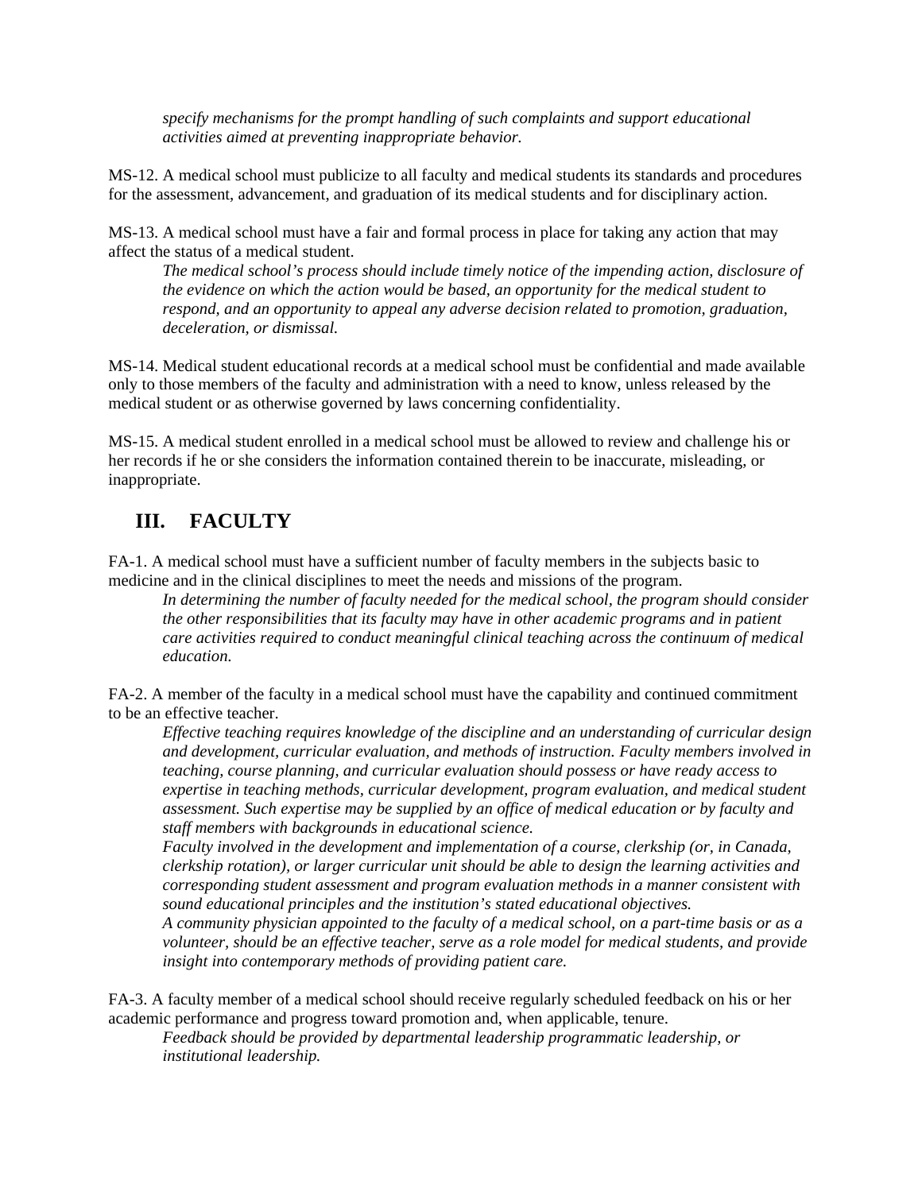*specify mechanisms for the prompt handling of such complaints and support educational activities aimed at preventing inappropriate behavior.*

MS-12. A medical school must publicize to all faculty and medical students its standards and procedures for the assessment, advancement, and graduation of its medical students and for disciplinary action.

MS-13. A medical school must have a fair and formal process in place for taking any action that may affect the status of a medical student.

*The medical school's process should include timely notice of the impending action, disclosure of the evidence on which the action would be based, an opportunity for the medical student to respond, and an opportunity to appeal any adverse decision related to promotion, graduation, deceleration, or dismissal.*

MS-14. Medical student educational records at a medical school must be confidential and made available only to those members of the faculty and administration with a need to know, unless released by the medical student or as otherwise governed by laws concerning confidentiality.

MS-15. A medical student enrolled in a medical school must be allowed to review and challenge his or her records if he or she considers the information contained therein to be inaccurate, misleading, or inappropriate.

## III. FACULTY

FA-1. A medical school must have a sufficient number of faculty members in the subjects basic to medicine and in the clinical disciplines to meet the needs and missions of the program.

*In determining the number of faculty needed for the medical school, the program should consider the other responsibilities that its faculty may have in other academic programs and in patient care activities required to conduct meaningful clinical teaching across the continuum of medical education.*

FA-2. A member of the faculty in a medical school must have the capability and continued commitment to be an effective teacher.

*Effective teaching requires knowledge of the discipline and an understanding of curricular design and development, curricular evaluation, and methods of instruction. Faculty members involved in teaching, course planning, and curricular evaluation should possess or have ready access to expertise in teaching methods, curricular development, program evaluation, and medical student assessment. Such expertise may be supplied by an office of medical education or by faculty and staff members with backgrounds in educational science.*

*Faculty involved in the development and implementation of a course, clerkship (or, in Canada, clerkship rotation), or larger curricular unit should be able to design the learning activities and corresponding student assessment and program evaluation methods in a manner consistent with sound educational principles and the institution's stated educational objectives.*

*A community physician appointed to the faculty of a medical school, on a part-time basis or as a volunteer, should be an effective teacher, serve as a role model for medical students, and provide insight into contemporary methods of providing patient care.*

FA-3. A faculty member of a medical school should receive regularly scheduled feedback on his or her academic performance and progress toward promotion and, when applicable, tenure.

*Feedback should be provided by departmental leadership programmatic leadership, or institutional leadership.*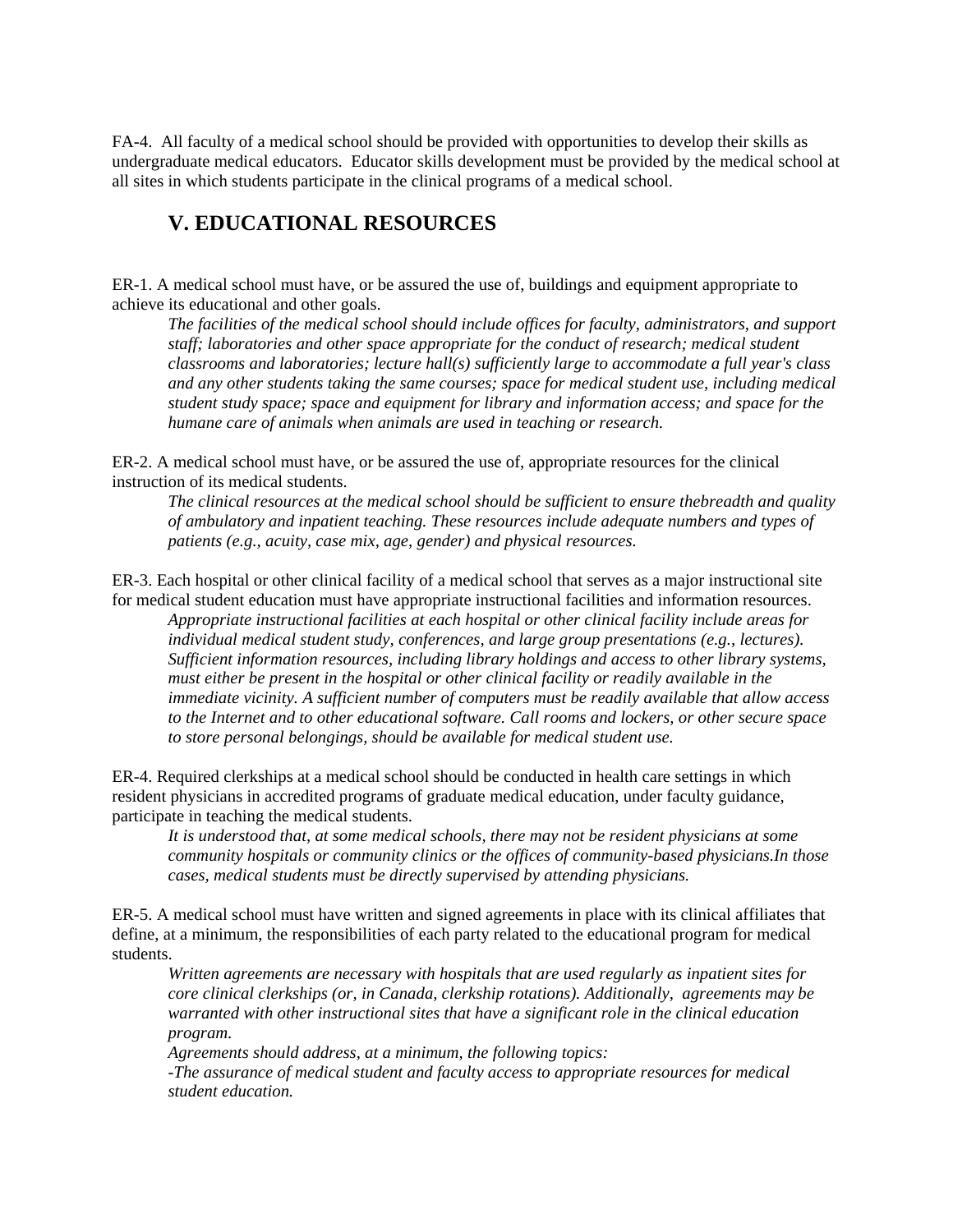FA-4. All faculty of a medical school should be provided with opportunities to develop their skills as undergraduate medical educators. Educator skills development must be provided by the medical school at all sites in which students participate in the clinical programs of a medical school.

## V. EDUCATIONAL RESOURCES

ER-1. A medical school must have, or be assured the use of, buildings and equipment appropriate to achieve its educational and other goals.

> *The facilities of the medical school should include offices for faculty, administrators, and support staff; laboratories and other space appropriate for the conduct of research; medical student classrooms and laboratories; lecture hall(s) sufficiently large to accommodate a full year's class and any other students taking the same courses; space for medical student use, including medical student study space; space and equipment for library and information access; and space for the humane care of animals when animals are used in teaching or research.*

ER-2. A medical school must have, or be assured the use of, appropriate resources for the clinical instruction of its medical students.

> *The clinical resources at the medical school should be sufficient to ensure thebreadth and quality of ambulatory and inpatient teaching. These resources include adequate numbers and types of patients (e.g., acuity, case mix, age, gender) and physical resources.*

ER-3. Each hospital or other clinical facility of a medical school that serves as a major instructional site for medical student education must have appropriate instructional facilities and information resources.

> *Appropriate instructional facilities at each hospital or other clinical facility include areas for individual medical student study, conferences, and large group presentations (e.g., lectures). Sufficient information resources, including library holdings and access to other library systems, must either be present in the hospital or other clinical facility or readily available in the immediate vicinity. A sufficient number of computers must be readily available that allow access to the Internet and to other educational software. Call rooms and lockers, or other secure space to store personal belongings, should be available for medical student use.*

ER-4. Required clerkships at a medical school should be conducted in health care settings in which resident physicians in accredited programs of graduate medical education, under faculty guidance, participate in teaching the medical students.

> *It is understood that, at some medical schools, there may not be resident physicians at some community hospitals or community clinics or the offices of community-based physicians.In those cases, medical students must be directly supervised by attending physicians.*

ER-5. A medical school must have written and signed agreements in place with its clinical affiliates that define, at a minimum, the responsibilities of each party related to the educational program for medical students.

> *Written agreements are necessary with hospitals that are used regularly as inpatient sites for core clinical clerkships (or, in Canada, clerkship rotations). Additionally, agreements may be warranted with other instructional sites that have a significant role in the clinical education program.*
>
> *Agreements should address, at a minimum, the following topics:*
>
> *-The assurance of medical student and faculty access to appropriate resources for medical student education.*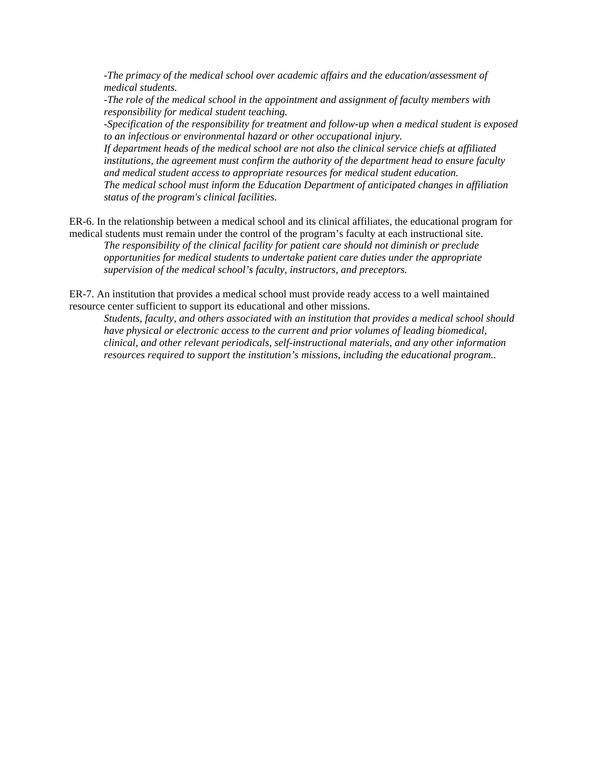*-The primacy of the medical school over academic affairs and the education/assessment of medical students.*
*-The role of the medical school in the appointment and assignment of faculty members with responsibility for medical student teaching.*
*-Specification of the responsibility for treatment and follow-up when a medical student is exposed to an infectious or environmental hazard or other occupational injury.*
*If department heads of the medical school are not also the clinical service chiefs at affiliated institutions, the agreement must confirm the authority of the department head to ensure faculty and medical student access to appropriate resources for medical student education.*
*The medical school must inform the Education Department of anticipated changes in affiliation status of the program's clinical facilities.*

ER-6. In the relationship between a medical school and its clinical affiliates, the educational program for medical students must remain under the control of the program's faculty at each instructional site.

*The responsibility of the clinical facility for patient care should not diminish or preclude opportunities for medical students to undertake patient care duties under the appropriate supervision of the medical school's faculty, instructors, and preceptors.*

ER-7. An institution that provides a medical school must provide ready access to a well maintained resource center sufficient to support its educational and other missions.

*Students, faculty, and others associated with an institution that provides a medical school should have physical or electronic access to the current and prior volumes of leading biomedical, clinical, and other relevant periodicals, self-instructional materials, and any other information resources required to support the institution's missions, including the educational program..*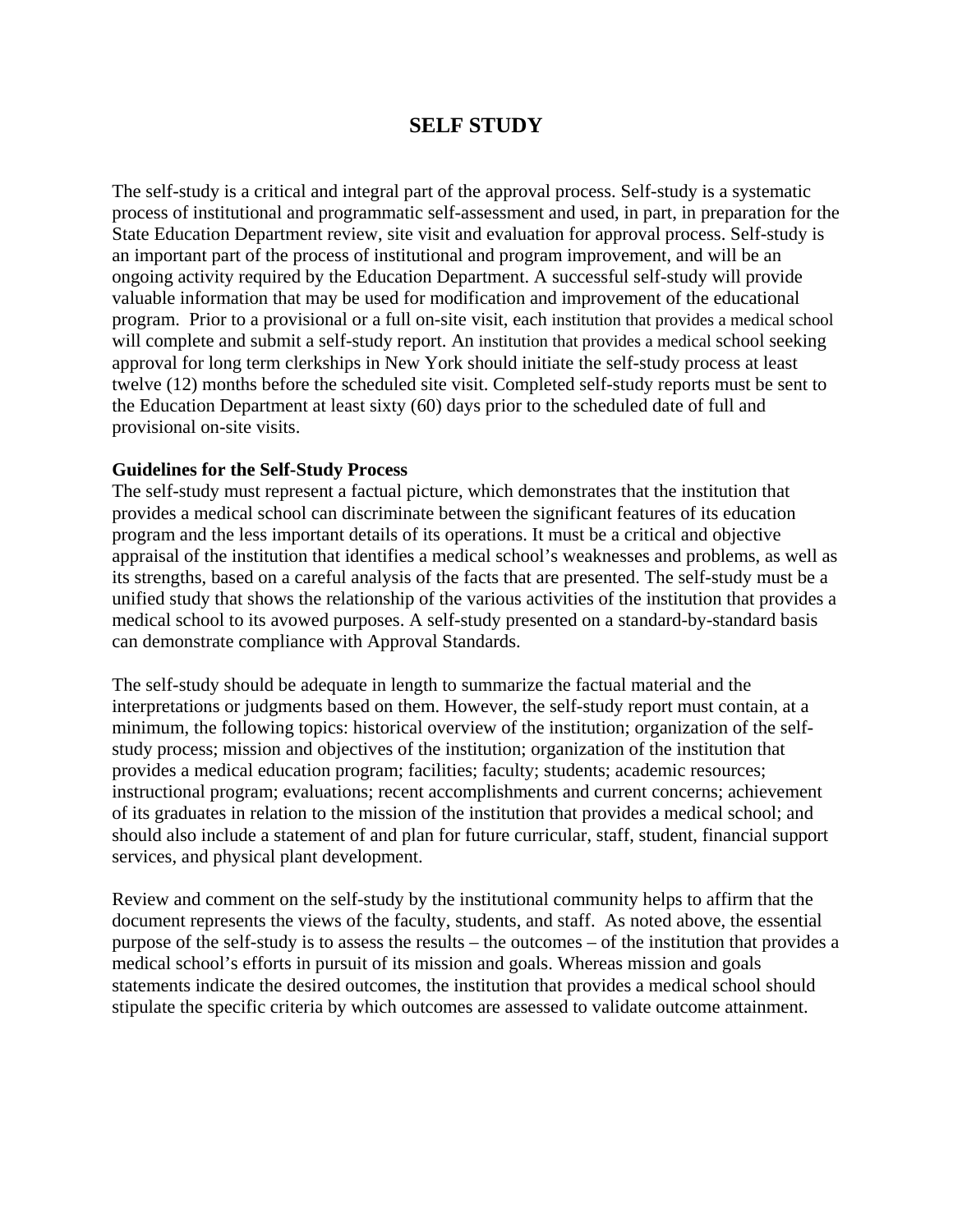# SELF STUDY

The self-study is a critical and integral part of the approval process. Self-study is a systematic process of institutional and programmatic self-assessment and used, in part, in preparation for the State Education Department review, site visit and evaluation for approval process. Self-study is an important part of the process of institutional and program improvement, and will be an ongoing activity required by the Education Department. A successful self-study will provide valuable information that may be used for modification and improvement of the educational program. Prior to a provisional or a full on-site visit, each institution that provides a medical school will complete and submit a self-study report. An institution that provides a medical school seeking approval for long term clerkships in New York should initiate the self-study process at least twelve (12) months before the scheduled site visit. Completed self-study reports must be sent to the Education Department at least sixty (60) days prior to the scheduled date of full and provisional on-site visits.

**Guidelines for the Self-Study Process**

The self-study must represent a factual picture, which demonstrates that the institution that provides a medical school can discriminate between the significant features of its education program and the less important details of its operations. It must be a critical and objective appraisal of the institution that identifies a medical school's weaknesses and problems, as well as its strengths, based on a careful analysis of the facts that are presented. The self-study must be a unified study that shows the relationship of the various activities of the institution that provides a medical school to its avowed purposes. A self-study presented on a standard-by-standard basis can demonstrate compliance with Approval Standards.

The self-study should be adequate in length to summarize the factual material and the interpretations or judgments based on them. However, the self-study report must contain, at a minimum, the following topics: historical overview of the institution; organization of the self-study process; mission and objectives of the institution; organization of the institution that provides a medical education program; facilities; faculty; students; academic resources; instructional program; evaluations; recent accomplishments and current concerns; achievement of its graduates in relation to the mission of the institution that provides a medical school; and should also include a statement of and plan for future curricular, staff, student, financial support services, and physical plant development.

Review and comment on the self-study by the institutional community helps to affirm that the document represents the views of the faculty, students, and staff. As noted above, the essential purpose of the self-study is to assess the results – the outcomes – of the institution that provides a medical school's efforts in pursuit of its mission and goals. Whereas mission and goals statements indicate the desired outcomes, the institution that provides a medical school should stipulate the specific criteria by which outcomes are assessed to validate outcome attainment.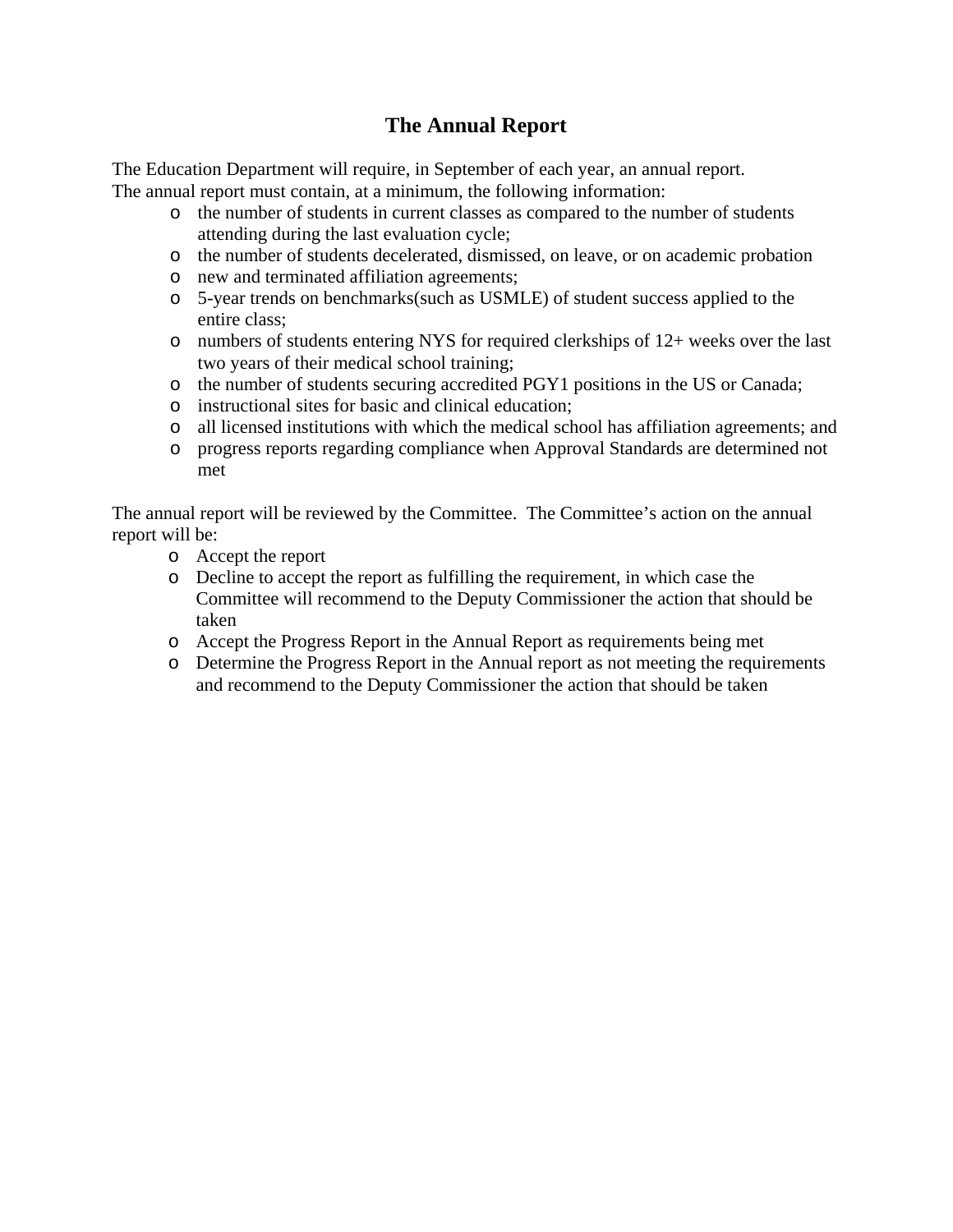# The Annual Report

The Education Department will require, in September of each year, an annual report.
The annual report must contain, at a minimum, the following information:

- the number of students in current classes as compared to the number of students attending during the last evaluation cycle;
- the number of students decelerated, dismissed, on leave, or on academic probation
- new and terminated affiliation agreements;
- 5-year trends on benchmarks(such as USMLE) of student success applied to the entire class;
- numbers of students entering NYS for required clerkships of 12+ weeks over the last two years of their medical school training;
- the number of students securing accredited PGY1 positions in the US or Canada;
- instructional sites for basic and clinical education;
- all licensed institutions with which the medical school has affiliation agreements; and
- progress reports regarding compliance when Approval Standards are determined not met

The annual report will be reviewed by the Committee. The Committee's action on the annual report will be:

- Accept the report
- Decline to accept the report as fulfilling the requirement, in which case the Committee will recommend to the Deputy Commissioner the action that should be taken
- Accept the Progress Report in the Annual Report as requirements being met
- Determine the Progress Report in the Annual report as not meeting the requirements and recommend to the Deputy Commissioner the action that should be taken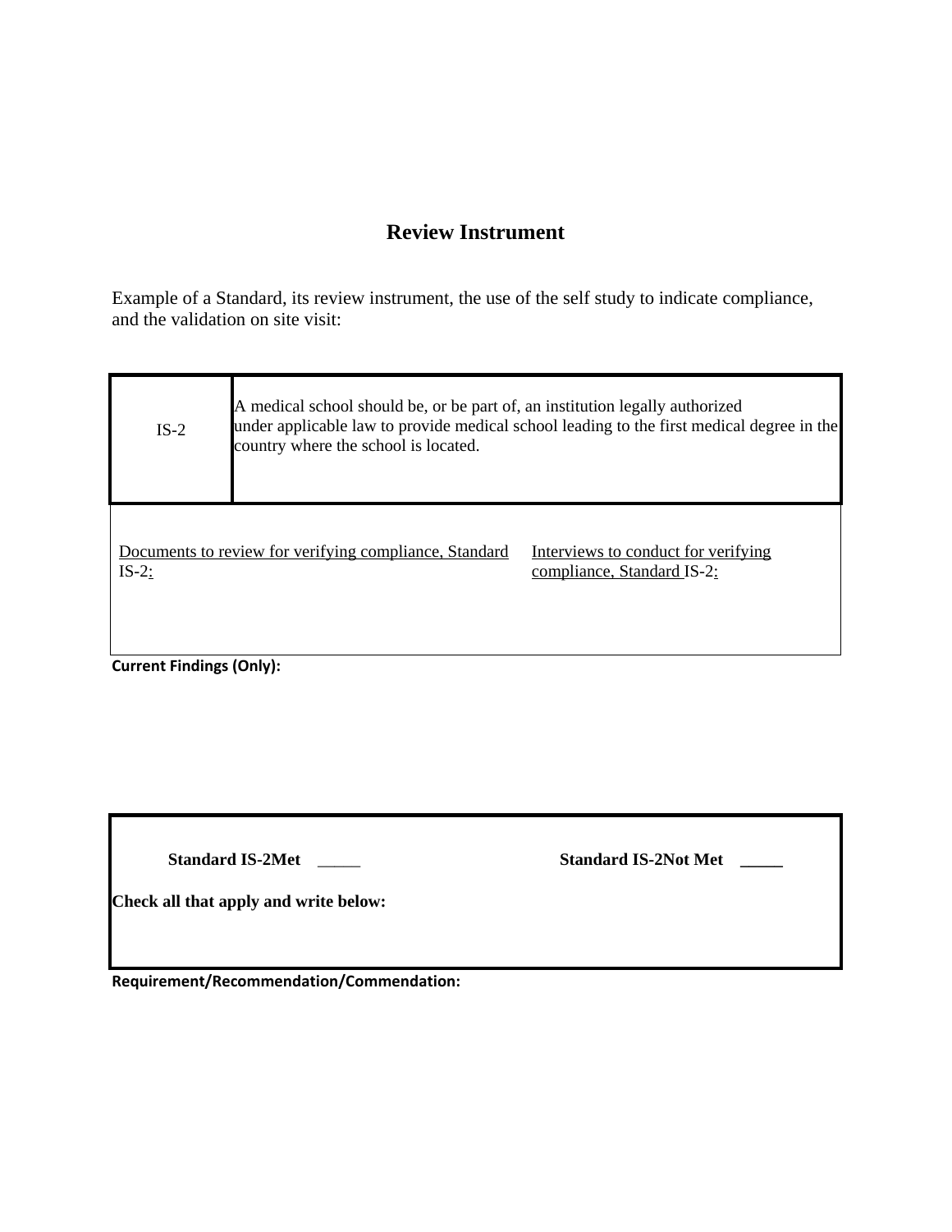# Review Instrument

Example of a Standard, its review instrument, the use of the self study to indicate compliance, and the validation on site visit:

| IS-2 | A medical school should be, or be part of, an institution legally authorized under applicable law to provide medical school leading to the first medical degree in the country where the school is located. |
|---|---|
| Documents to review for verifying compliance, Standard IS-2: | Interviews to conduct for verifying compliance, Standard IS-2: |

**Current Findings (Only):**

**Standard IS-2Met** _____ **Standard IS-2Not Met** _____

**Check all that apply and write below:**

**Requirement/Recommendation/Commendation:**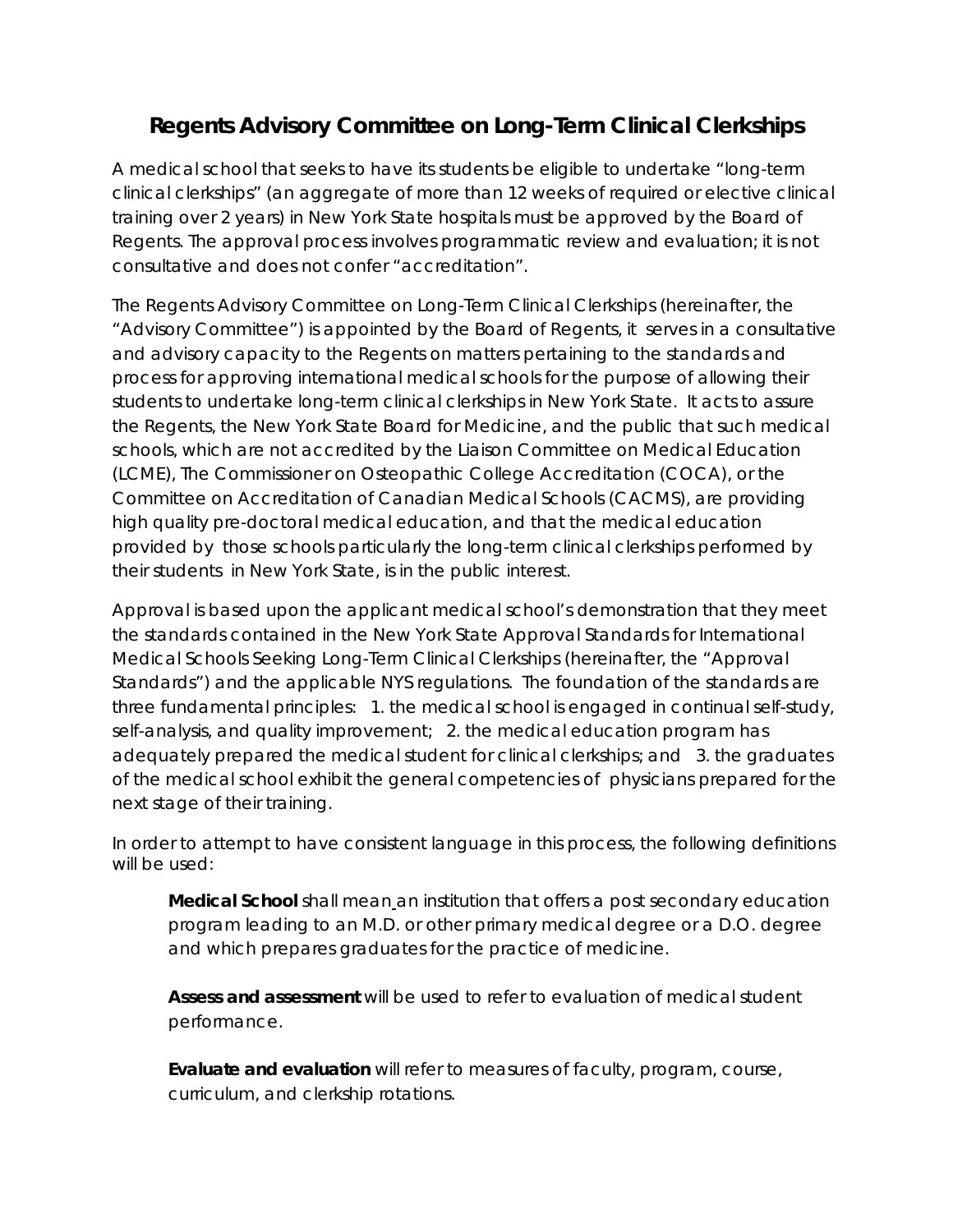# Regents Advisory Committee on Long-Term Clinical Clerkships

A medical school that seeks to have its students be eligible to undertake "long-term clinical clerkships" (an aggregate of more than 12 weeks of required or elective clinical training over 2 years) in New York State hospitals must be approved by the Board of Regents. The approval process involves programmatic review and evaluation; it is not consultative and does not confer "accreditation".

The Regents Advisory Committee on Long-Term Clinical Clerkships (hereinafter, the "Advisory Committee") is appointed by the Board of Regents, it serves in a consultative and advisory capacity to the Regents on matters pertaining to the standards and process for approving international medical schools for the purpose of allowing their students to undertake long-term clinical clerkships in New York State. It acts to assure the Regents, the New York State Board for Medicine, and the public that such medical schools, which are not accredited by the Liaison Committee on Medical Education (LCME), The Commissioner on Osteopathic College Accreditation (COCA), or the Committee on Accreditation of Canadian Medical Schools (CACMS), are providing high quality pre-doctoral medical education, and that the medical education provided by those schools particularly the long-term clinical clerkships performed by their students in New York State, is in the public interest.

Approval is based upon the applicant medical school's demonstration that they meet the standards contained in the New York State Approval Standards for International Medical Schools Seeking Long-Term Clinical Clerkships (hereinafter, the "Approval Standards") and the applicable NYS regulations. The foundation of the standards are three fundamental principles: 1. the medical school is engaged in continual self-study, self-analysis, and quality improvement; 2. the medical education program has adequately prepared the medical student for clinical clerkships; and 3. the graduates of the medical school exhibit the general competencies of physicians prepared for the next stage of their training.

In order to attempt to have consistent language in this process, the following definitions will be used:

> **Medical School** shall mean an institution that offers a post secondary education program leading to an M.D. or other primary medical degree or a D.O. degree and which prepares graduates for the practice of medicine.
>
> **Assess and assessment** will be used to refer to evaluation of medical student performance.
>
> **Evaluate and evaluation** will refer to measures of faculty, program, course, curriculum, and clerkship rotations.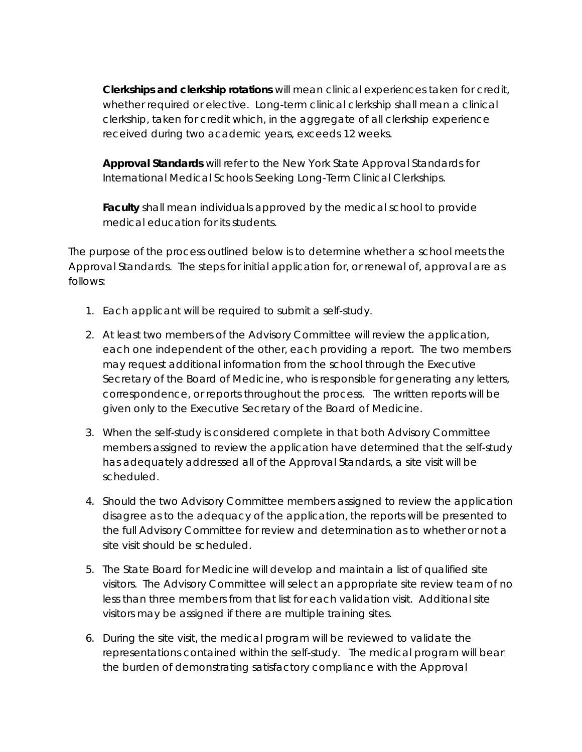**Clerkships and clerkship rotations** will mean clinical experiences taken for credit, whether required or elective. Long-term clinical clerkship shall mean a clinical clerkship, taken for credit which, in the aggregate of all clerkship experience received during two academic years, exceeds 12 weeks.

**Approval Standards** will refer to the New York State Approval Standards for International Medical Schools Seeking Long-Term Clinical Clerkships.

**Faculty** shall mean individuals approved by the medical school to provide medical education for its students.

The purpose of the process outlined below is to determine whether a school meets the Approval Standards. The steps for initial application for, or renewal of, approval are as follows:

1. Each applicant will be required to submit a self-study.
2. At least two members of the Advisory Committee will review the application, each one independent of the other, each providing a report. The two members may request additional information from the school through the Executive Secretary of the Board of Medicine, who is responsible for generating any letters, correspondence, or reports throughout the process. The written reports will be given only to the Executive Secretary of the Board of Medicine.
3. When the self-study is considered complete in that both Advisory Committee members assigned to review the application have determined that the self-study has adequately addressed all of the Approval Standards, a site visit will be scheduled.
4. Should the two Advisory Committee members assigned to review the application disagree as to the adequacy of the application, the reports will be presented to the full Advisory Committee for review and determination as to whether or not a site visit should be scheduled.
5. The State Board for Medicine will develop and maintain a list of qualified site visitors. The Advisory Committee will select an appropriate site review team of no less than three members from that list for each validation visit. Additional site visitors may be assigned if there are multiple training sites.
6. During the site visit, the medical program will be reviewed to validate the representations contained within the self-study. The medical program will bear the burden of demonstrating satisfactory compliance with the Approval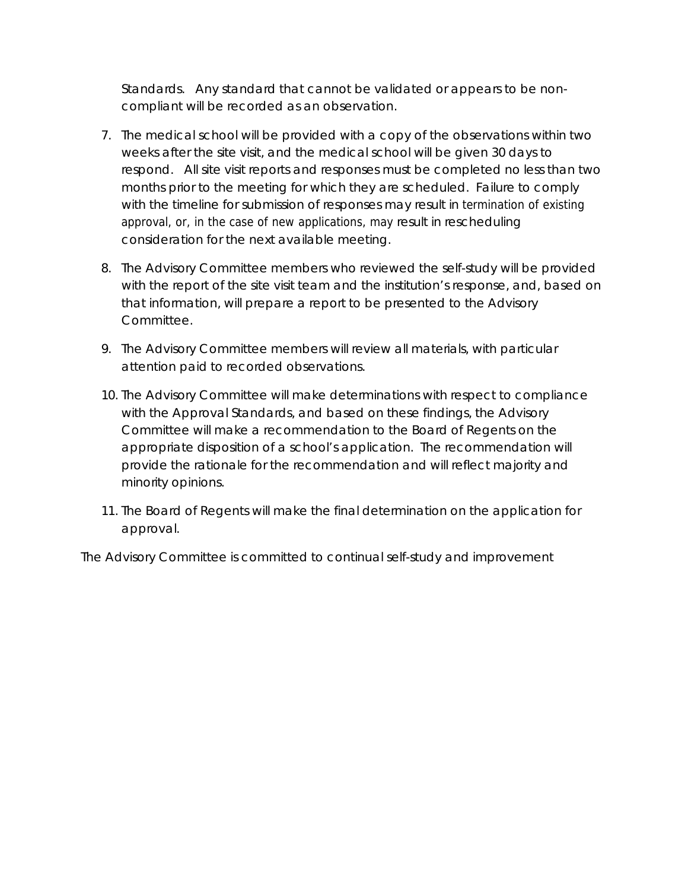Standards. Any standard that cannot be validated or appears to be non-compliant will be recorded as an observation.

7. The medical school will be provided with a copy of the observations within two weeks after the site visit, and the medical school will be given 30 days to respond. All site visit reports and responses must be completed no less than two months prior to the meeting for which they are scheduled. Failure to comply with the timeline for submission of responses may result in termination of existing approval, or, in the case of new applications, may result in rescheduling consideration for the next available meeting.

8. The Advisory Committee members who reviewed the self-study will be provided with the report of the site visit team and the institution's response, and, based on that information, will prepare a report to be presented to the Advisory Committee.

9. The Advisory Committee members will review all materials, with particular attention paid to recorded observations.

10. The Advisory Committee will make determinations with respect to compliance with the Approval Standards, and based on these findings, the Advisory Committee will make a recommendation to the Board of Regents on the appropriate disposition of a school's application. The recommendation will provide the rationale for the recommendation and will reflect majority and minority opinions.

11. The Board of Regents will make the final determination on the application for approval.

The Advisory Committee is committed to continual self-study and improvement